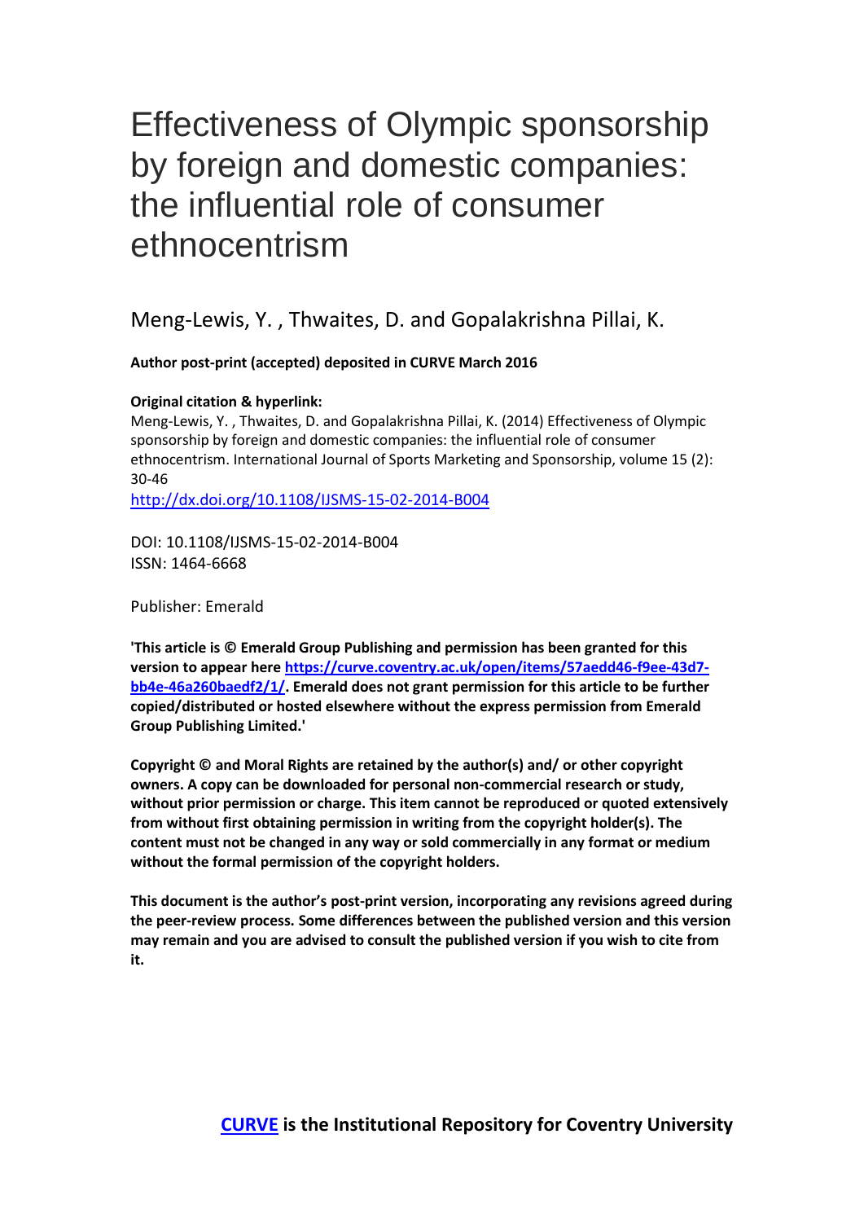# Effectiveness of Olympic sponsorship by foreign and domestic companies: the influential role of consumer ethnocentrism

Meng-Lewis, Y. , Thwaites, D. and Gopalakrishna Pillai, K.

**Author post-print (accepted) deposited in CURVE March 2016**

**Original citation & hyperlink:**

Meng-Lewis, Y. , Thwaites, D. and Gopalakrishna Pillai, K. (2014) Effectiveness of Olympic sponsorship by foreign and domestic companies: the influential role of consumer ethnocentrism. International Journal of Sports Marketing and Sponsorship, volume 15 (2): 30-46

http://dx.doi.org/10.1108/IJSMS-15-02-2014-B004

DOI: 10.1108/IJSMS-15-02-2014-B004

ISSN: 1464-6668

Publisher: Emerald

**'This article is © Emerald Group Publishing and permission has been granted for this version to appear here https://curve.coventry.ac.uk/open/items/57aedd46-f9ee-43d7-bb4e-46a260baedf2/1/. Emerald does not grant permission for this article to be further copied/distributed or hosted elsewhere without the express permission from Emerald Group Publishing Limited.'**

**Copyright © and Moral Rights are retained by the author(s) and/ or other copyright owners. A copy can be downloaded for personal non-commercial research or study, without prior permission or charge. This item cannot be reproduced or quoted extensively from without first obtaining permission in writing from the copyright holder(s). The content must not be changed in any way or sold commercially in any format or medium without the formal permission of the copyright holders.**

**This document is the author's post-print version, incorporating any revisions agreed during the peer-review process. Some differences between the published version and this version may remain and you are advised to consult the published version if you wish to cite from it.**

**CURVE is the Institutional Repository for Coventry University**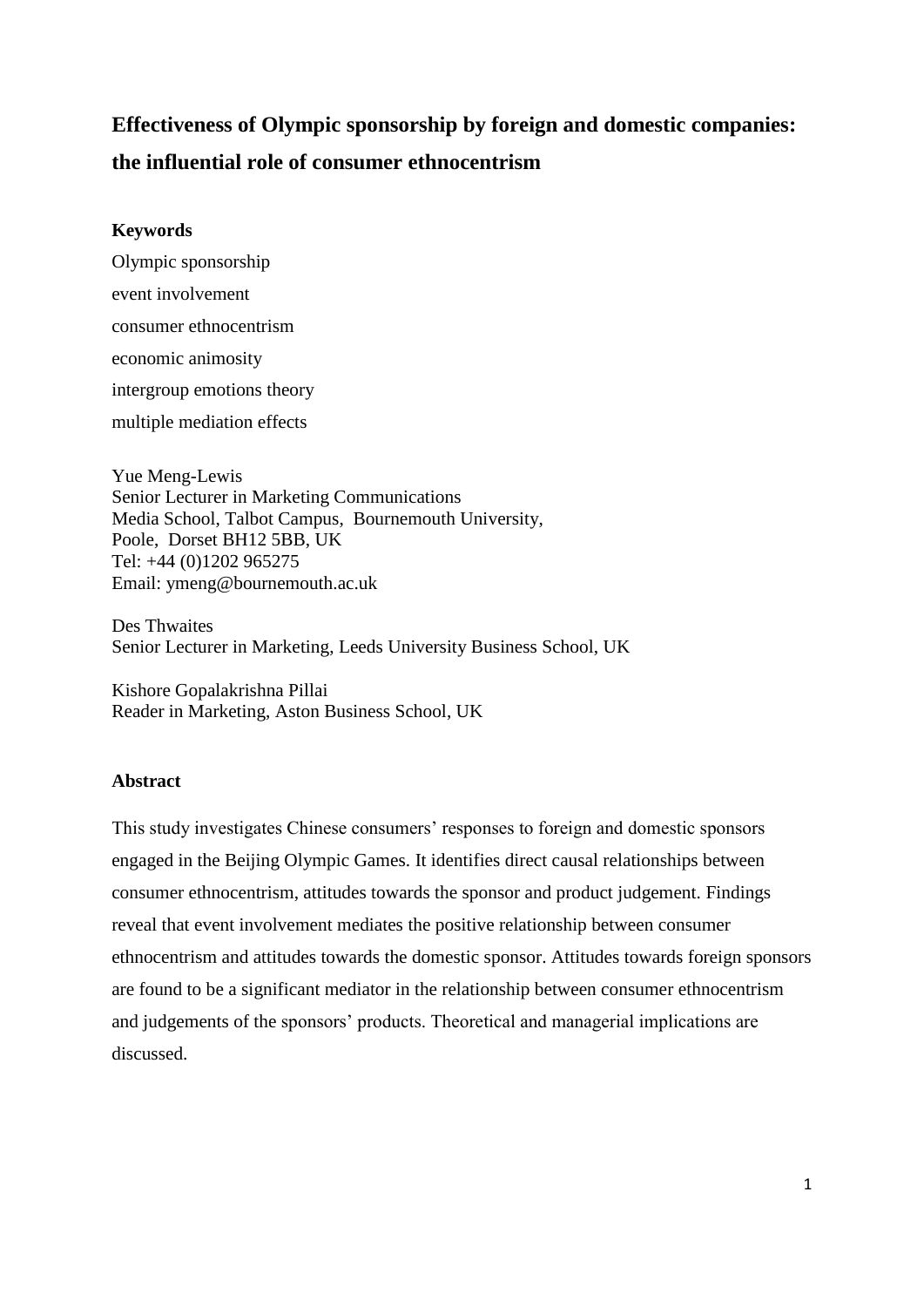# Effectiveness of Olympic sponsorship by foreign and domestic companies: the influential role of consumer ethnocentrism

### Keywords

Olympic sponsorship
event involvement
consumer ethnocentrism
economic animosity
intergroup emotions theory
multiple mediation effects

Yue Meng-Lewis
Senior Lecturer in Marketing Communications
Media School, Talbot Campus, Bournemouth University,
Poole, Dorset BH12 5BB, UK
Tel: +44 (0)1202 965275
Email: ymeng@bournemouth.ac.uk

Des Thwaites
Senior Lecturer in Marketing, Leeds University Business School, UK

Kishore Gopalakrishna Pillai
Reader in Marketing, Aston Business School, UK

### Abstract

This study investigates Chinese consumers' responses to foreign and domestic sponsors engaged in the Beijing Olympic Games. It identifies direct causal relationships between consumer ethnocentrism, attitudes towards the sponsor and product judgement. Findings reveal that event involvement mediates the positive relationship between consumer ethnocentrism and attitudes towards the domestic sponsor. Attitudes towards foreign sponsors are found to be a significant mediator in the relationship between consumer ethnocentrism and judgements of the sponsors' products. Theoretical and managerial implications are discussed.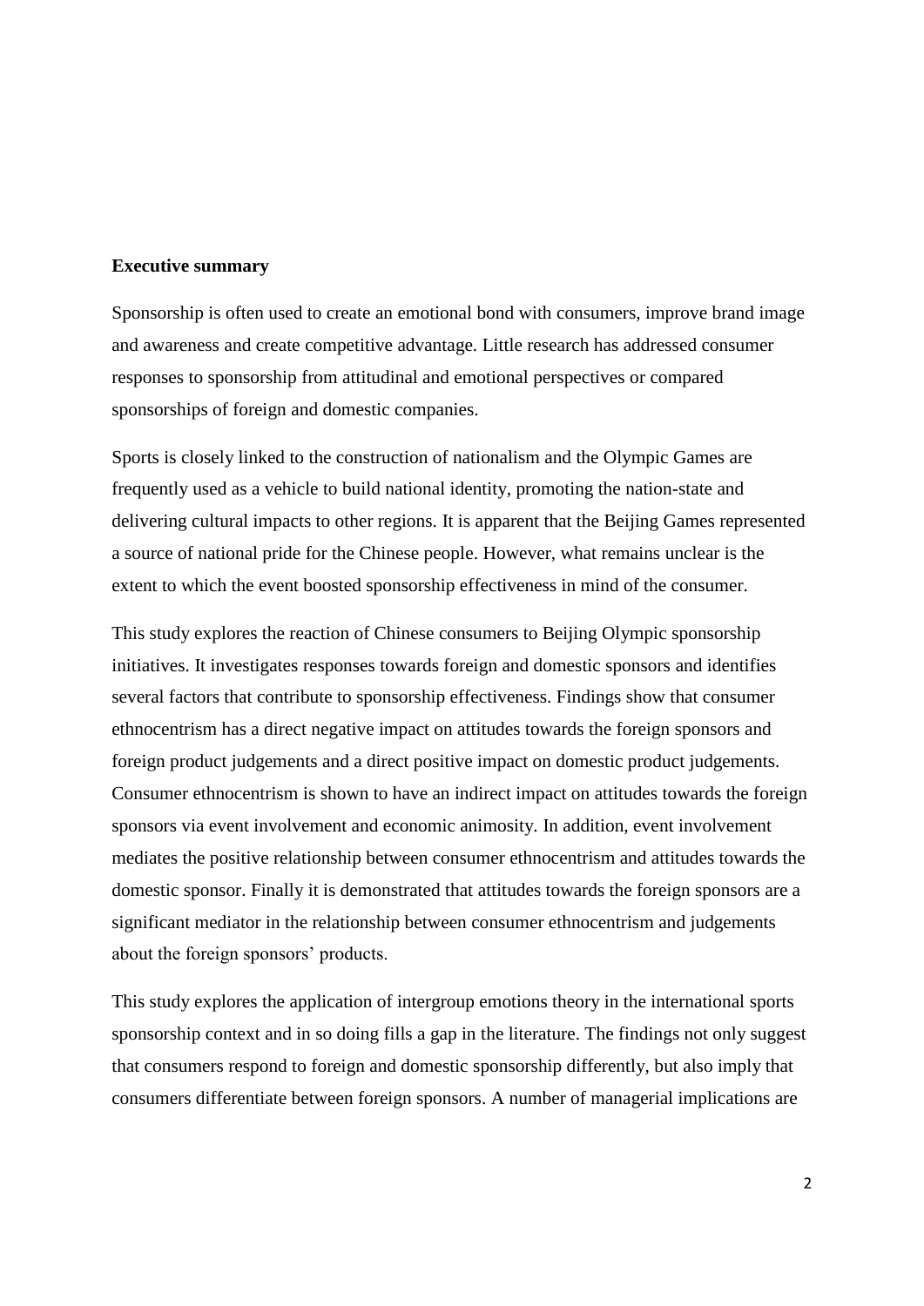**Executive summary**

Sponsorship is often used to create an emotional bond with consumers, improve brand image and awareness and create competitive advantage. Little research has addressed consumer responses to sponsorship from attitudinal and emotional perspectives or compared sponsorships of foreign and domestic companies.

Sports is closely linked to the construction of nationalism and the Olympic Games are frequently used as a vehicle to build national identity, promoting the nation-state and delivering cultural impacts to other regions. It is apparent that the Beijing Games represented a source of national pride for the Chinese people. However, what remains unclear is the extent to which the event boosted sponsorship effectiveness in mind of the consumer.

This study explores the reaction of Chinese consumers to Beijing Olympic sponsorship initiatives. It investigates responses towards foreign and domestic sponsors and identifies several factors that contribute to sponsorship effectiveness. Findings show that consumer ethnocentrism has a direct negative impact on attitudes towards the foreign sponsors and foreign product judgements and a direct positive impact on domestic product judgements. Consumer ethnocentrism is shown to have an indirect impact on attitudes towards the foreign sponsors via event involvement and economic animosity. In addition, event involvement mediates the positive relationship between consumer ethnocentrism and attitudes towards the domestic sponsor. Finally it is demonstrated that attitudes towards the foreign sponsors are a significant mediator in the relationship between consumer ethnocentrism and judgements about the foreign sponsors' products.

This study explores the application of intergroup emotions theory in the international sports sponsorship context and in so doing fills a gap in the literature. The findings not only suggest that consumers respond to foreign and domestic sponsorship differently, but also imply that consumers differentiate between foreign sponsors. A number of managerial implications are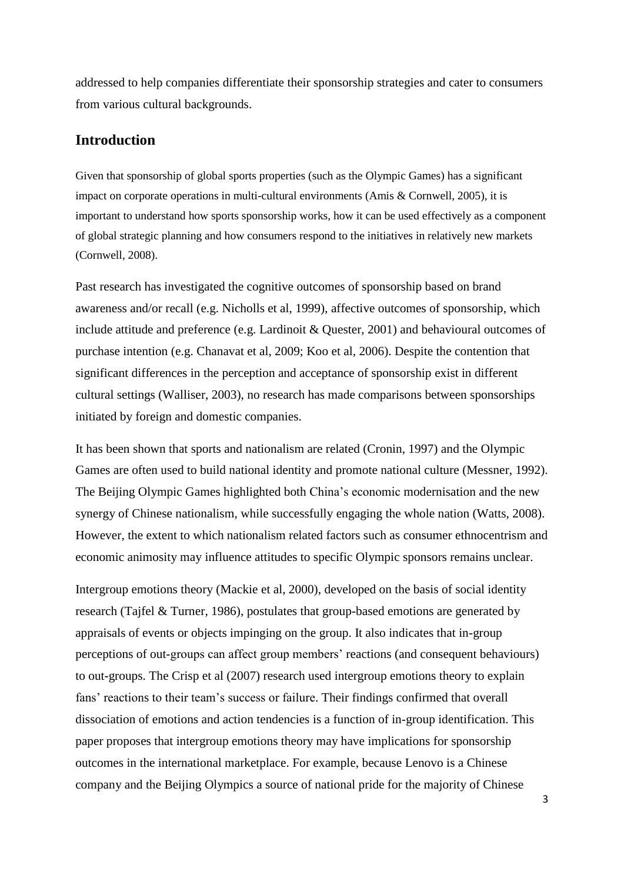addressed to help companies differentiate their sponsorship strategies and cater to consumers from various cultural backgrounds.

## Introduction

Given that sponsorship of global sports properties (such as the Olympic Games) has a significant impact on corporate operations in multi-cultural environments (Amis & Cornwell, 2005), it is important to understand how sports sponsorship works, how it can be used effectively as a component of global strategic planning and how consumers respond to the initiatives in relatively new markets (Cornwell, 2008).

Past research has investigated the cognitive outcomes of sponsorship based on brand awareness and/or recall (e.g. Nicholls et al, 1999), affective outcomes of sponsorship, which include attitude and preference (e.g. Lardinoit & Quester, 2001) and behavioural outcomes of purchase intention (e.g. Chanavat et al, 2009; Koo et al, 2006). Despite the contention that significant differences in the perception and acceptance of sponsorship exist in different cultural settings (Walliser, 2003), no research has made comparisons between sponsorships initiated by foreign and domestic companies.

It has been shown that sports and nationalism are related (Cronin, 1997) and the Olympic Games are often used to build national identity and promote national culture (Messner, 1992). The Beijing Olympic Games highlighted both China's economic modernisation and the new synergy of Chinese nationalism, while successfully engaging the whole nation (Watts, 2008). However, the extent to which nationalism related factors such as consumer ethnocentrism and economic animosity may influence attitudes to specific Olympic sponsors remains unclear.

Intergroup emotions theory (Mackie et al, 2000), developed on the basis of social identity research (Tajfel & Turner, 1986), postulates that group-based emotions are generated by appraisals of events or objects impinging on the group. It also indicates that in-group perceptions of out-groups can affect group members' reactions (and consequent behaviours) to out-groups. The Crisp et al (2007) research used intergroup emotions theory to explain fans' reactions to their team's success or failure. Their findings confirmed that overall dissociation of emotions and action tendencies is a function of in-group identification. This paper proposes that intergroup emotions theory may have implications for sponsorship outcomes in the international marketplace. For example, because Lenovo is a Chinese company and the Beijing Olympics a source of national pride for the majority of Chinese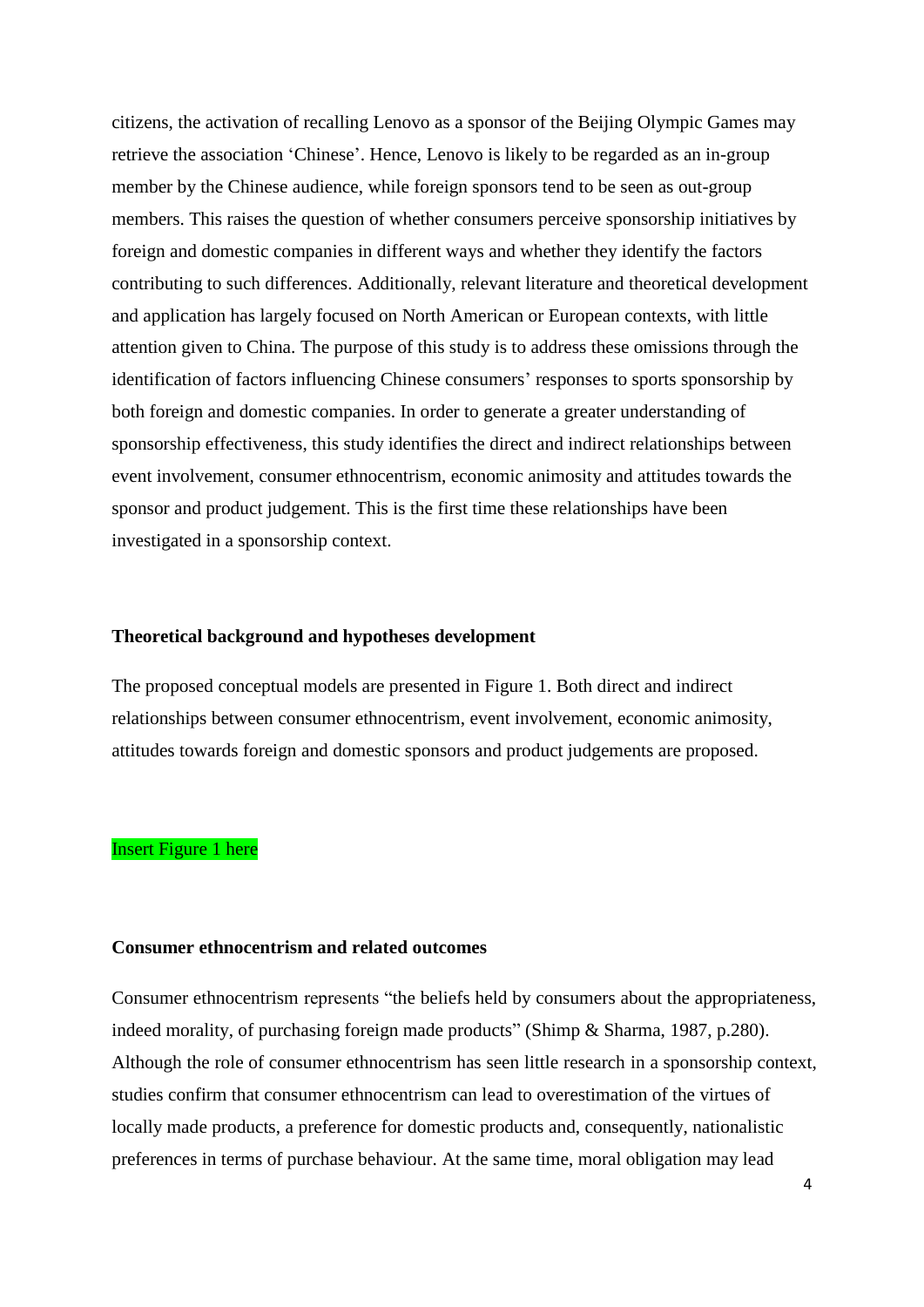citizens, the activation of recalling Lenovo as a sponsor of the Beijing Olympic Games may retrieve the association 'Chinese'. Hence, Lenovo is likely to be regarded as an in-group member by the Chinese audience, while foreign sponsors tend to be seen as out-group members. This raises the question of whether consumers perceive sponsorship initiatives by foreign and domestic companies in different ways and whether they identify the factors contributing to such differences. Additionally, relevant literature and theoretical development and application has largely focused on North American or European contexts, with little attention given to China. The purpose of this study is to address these omissions through the identification of factors influencing Chinese consumers' responses to sports sponsorship by both foreign and domestic companies. In order to generate a greater understanding of sponsorship effectiveness, this study identifies the direct and indirect relationships between event involvement, consumer ethnocentrism, economic animosity and attitudes towards the sponsor and product judgement. This is the first time these relationships have been investigated in a sponsorship context.

## Theoretical background and hypotheses development

The proposed conceptual models are presented in Figure 1. Both direct and indirect relationships between consumer ethnocentrism, event involvement, economic animosity, attitudes towards foreign and domestic sponsors and product judgements are proposed.

Insert Figure 1 here

### Consumer ethnocentrism and related outcomes

Consumer ethnocentrism represents "the beliefs held by consumers about the appropriateness, indeed morality, of purchasing foreign made products" (Shimp & Sharma, 1987, p.280). Although the role of consumer ethnocentrism has seen little research in a sponsorship context, studies confirm that consumer ethnocentrism can lead to overestimation of the virtues of locally made products, a preference for domestic products and, consequently, nationalistic preferences in terms of purchase behaviour. At the same time, moral obligation may lead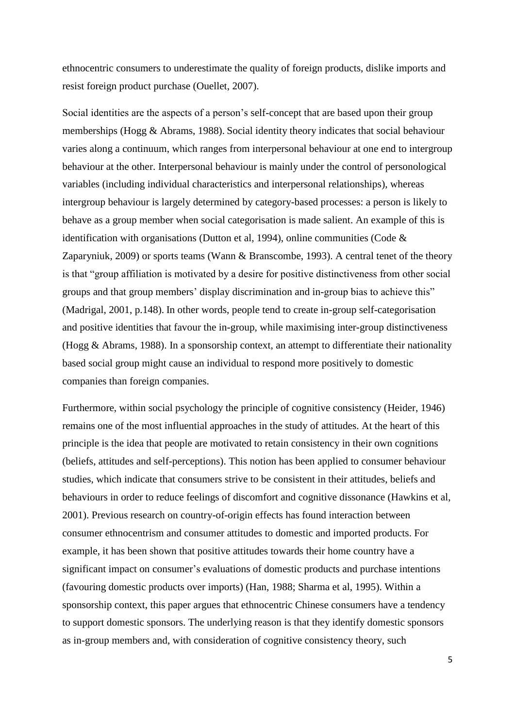ethnocentric consumers to underestimate the quality of foreign products, dislike imports and resist foreign product purchase (Ouellet, 2007).

Social identities are the aspects of a person's self-concept that are based upon their group memberships (Hogg & Abrams, 1988). Social identity theory indicates that social behaviour varies along a continuum, which ranges from interpersonal behaviour at one end to intergroup behaviour at the other. Interpersonal behaviour is mainly under the control of personological variables (including individual characteristics and interpersonal relationships), whereas intergroup behaviour is largely determined by category-based processes: a person is likely to behave as a group member when social categorisation is made salient. An example of this is identification with organisations (Dutton et al, 1994), online communities (Code & Zaparyniuk, 2009) or sports teams (Wann & Branscombe, 1993). A central tenet of the theory is that "group affiliation is motivated by a desire for positive distinctiveness from other social groups and that group members' display discrimination and in-group bias to achieve this" (Madrigal, 2001, p.148). In other words, people tend to create in-group self-categorisation and positive identities that favour the in-group, while maximising inter-group distinctiveness (Hogg & Abrams, 1988). In a sponsorship context, an attempt to differentiate their nationality based social group might cause an individual to respond more positively to domestic companies than foreign companies.

Furthermore, within social psychology the principle of cognitive consistency (Heider, 1946) remains one of the most influential approaches in the study of attitudes. At the heart of this principle is the idea that people are motivated to retain consistency in their own cognitions (beliefs, attitudes and self-perceptions). This notion has been applied to consumer behaviour studies, which indicate that consumers strive to be consistent in their attitudes, beliefs and behaviours in order to reduce feelings of discomfort and cognitive dissonance (Hawkins et al, 2001). Previous research on country-of-origin effects has found interaction between consumer ethnocentrism and consumer attitudes to domestic and imported products. For example, it has been shown that positive attitudes towards their home country have a significant impact on consumer's evaluations of domestic products and purchase intentions (favouring domestic products over imports) (Han, 1988; Sharma et al, 1995). Within a sponsorship context, this paper argues that ethnocentric Chinese consumers have a tendency to support domestic sponsors. The underlying reason is that they identify domestic sponsors as in-group members and, with consideration of cognitive consistency theory, such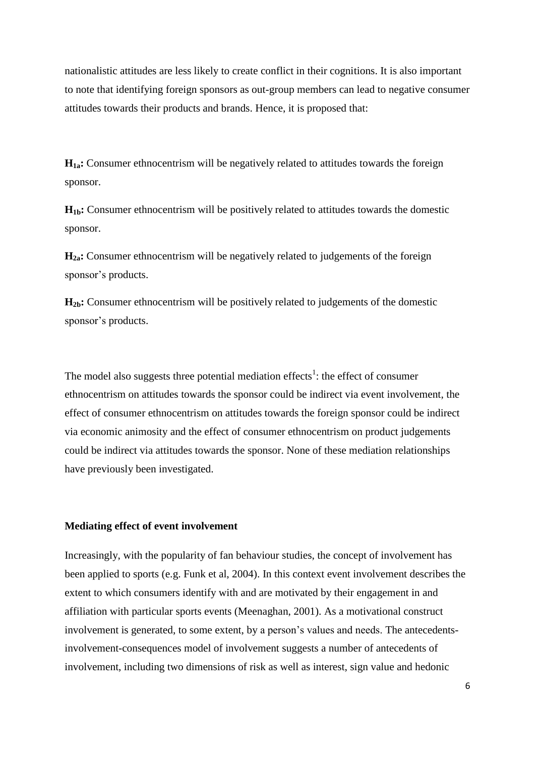nationalistic attitudes are less likely to create conflict in their cognitions. It is also important to note that identifying foreign sponsors as out-group members can lead to negative consumer attitudes towards their products and brands. Hence, it is proposed that:

**$H_{1a}$:** Consumer ethnocentrism will be negatively related to attitudes towards the foreign sponsor.

**$H_{1b}$:** Consumer ethnocentrism will be positively related to attitudes towards the domestic sponsor.

**$H_{2a}$:** Consumer ethnocentrism will be negatively related to judgements of the foreign sponsor's products.

**$H_{2b}$:** Consumer ethnocentrism will be positively related to judgements of the domestic sponsor's products.

The model also suggests three potential mediation effects[1]: the effect of consumer ethnocentrism on attitudes towards the sponsor could be indirect via event involvement, the effect of consumer ethnocentrism on attitudes towards the foreign sponsor could be indirect via economic animosity and the effect of consumer ethnocentrism on product judgements could be indirect via attitudes towards the sponsor. None of these mediation relationships have previously been investigated.

**Mediating effect of event involvement**

Increasingly, with the popularity of fan behaviour studies, the concept of involvement has been applied to sports (e.g. Funk et al, 2004). In this context event involvement describes the extent to which consumers identify with and are motivated by their engagement in and affiliation with particular sports events (Meenaghan, 2001). As a motivational construct involvement is generated, to some extent, by a person's values and needs. The antecedents-involvement-consequences model of involvement suggests a number of antecedents of involvement, including two dimensions of risk as well as interest, sign value and hedonic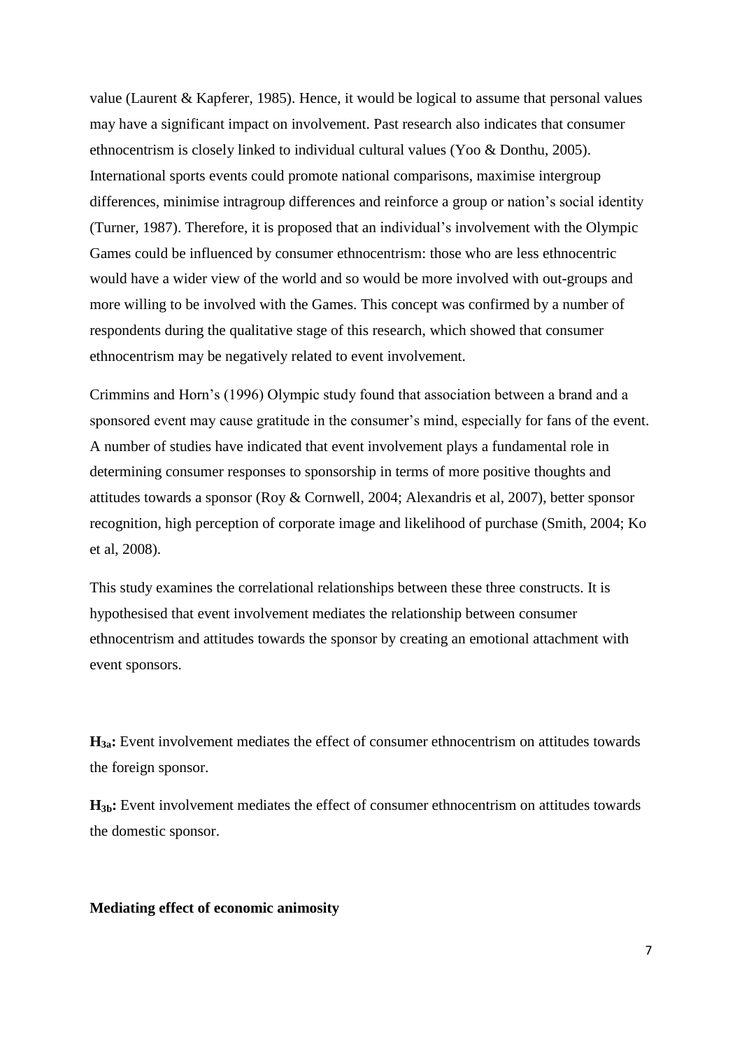value (Laurent & Kapferer, 1985). Hence, it would be logical to assume that personal values may have a significant impact on involvement. Past research also indicates that consumer ethnocentrism is closely linked to individual cultural values (Yoo & Donthu, 2005). International sports events could promote national comparisons, maximise intergroup differences, minimise intragroup differences and reinforce a group or nation's social identity (Turner, 1987). Therefore, it is proposed that an individual's involvement with the Olympic Games could be influenced by consumer ethnocentrism: those who are less ethnocentric would have a wider view of the world and so would be more involved with out-groups and more willing to be involved with the Games. This concept was confirmed by a number of respondents during the qualitative stage of this research, which showed that consumer ethnocentrism may be negatively related to event involvement.

Crimmins and Horn's (1996) Olympic study found that association between a brand and a sponsored event may cause gratitude in the consumer's mind, especially for fans of the event. A number of studies have indicated that event involvement plays a fundamental role in determining consumer responses to sponsorship in terms of more positive thoughts and attitudes towards a sponsor (Roy & Cornwell, 2004; Alexandris et al, 2007), better sponsor recognition, high perception of corporate image and likelihood of purchase (Smith, 2004; Ko et al, 2008).

This study examines the correlational relationships between these three constructs. It is hypothesised that event involvement mediates the relationship between consumer ethnocentrism and attitudes towards the sponsor by creating an emotional attachment with event sponsors.

**$H_{3a}$:** Event involvement mediates the effect of consumer ethnocentrism on attitudes towards the foreign sponsor.

**$H_{3b}$:** Event involvement mediates the effect of consumer ethnocentrism on attitudes towards the domestic sponsor.

**Mediating effect of economic animosity**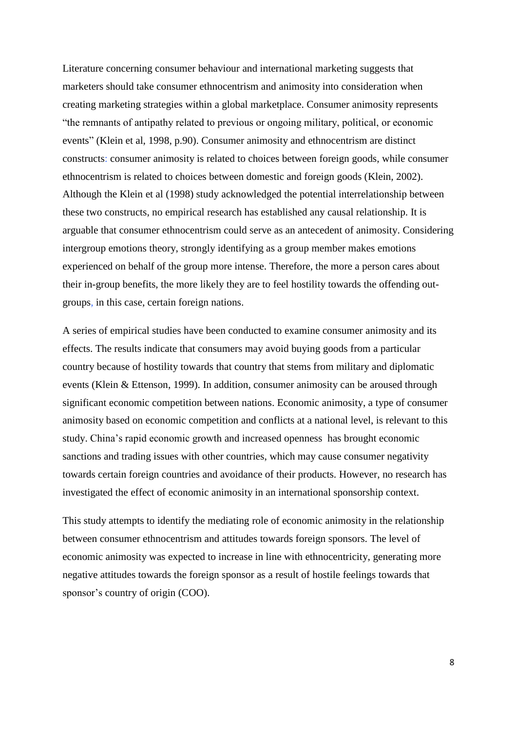Literature concerning consumer behaviour and international marketing suggests that marketers should take consumer ethnocentrism and animosity into consideration when creating marketing strategies within a global marketplace. Consumer animosity represents "the remnants of antipathy related to previous or ongoing military, political, or economic events" (Klein et al, 1998, p.90). Consumer animosity and ethnocentrism are distinct constructs: consumer animosity is related to choices between foreign goods, while consumer ethnocentrism is related to choices between domestic and foreign goods (Klein, 2002). Although the Klein et al (1998) study acknowledged the potential interrelationship between these two constructs, no empirical research has established any causal relationship. It is arguable that consumer ethnocentrism could serve as an antecedent of animosity. Considering intergroup emotions theory, strongly identifying as a group member makes emotions experienced on behalf of the group more intense. Therefore, the more a person cares about their in-group benefits, the more likely they are to feel hostility towards the offending out-groups, in this case, certain foreign nations.

A series of empirical studies have been conducted to examine consumer animosity and its effects. The results indicate that consumers may avoid buying goods from a particular country because of hostility towards that country that stems from military and diplomatic events (Klein & Ettenson, 1999). In addition, consumer animosity can be aroused through significant economic competition between nations. Economic animosity, a type of consumer animosity based on economic competition and conflicts at a national level, is relevant to this study. China's rapid economic growth and increased openness has brought economic sanctions and trading issues with other countries, which may cause consumer negativity towards certain foreign countries and avoidance of their products. However, no research has investigated the effect of economic animosity in an international sponsorship context.

This study attempts to identify the mediating role of economic animosity in the relationship between consumer ethnocentrism and attitudes towards foreign sponsors. The level of economic animosity was expected to increase in line with ethnocentricity, generating more negative attitudes towards the foreign sponsor as a result of hostile feelings towards that sponsor's country of origin (COO).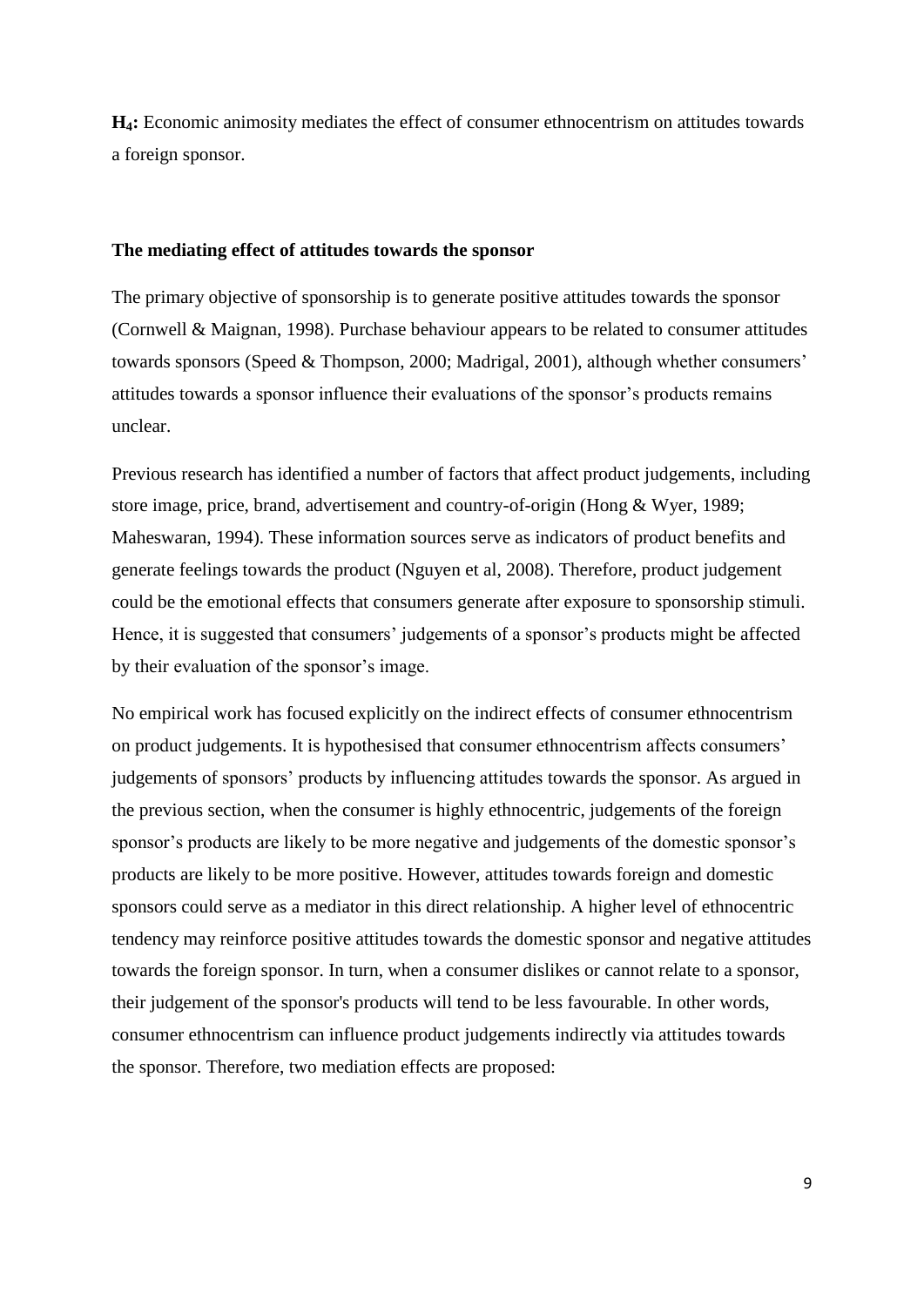**$H_4$:** Economic animosity mediates the effect of consumer ethnocentrism on attitudes towards a foreign sponsor.

### The mediating effect of attitudes towards the sponsor

The primary objective of sponsorship is to generate positive attitudes towards the sponsor (Cornwell & Maignan, 1998). Purchase behaviour appears to be related to consumer attitudes towards sponsors (Speed & Thompson, 2000; Madrigal, 2001), although whether consumers' attitudes towards a sponsor influence their evaluations of the sponsor's products remains unclear.

Previous research has identified a number of factors that affect product judgements, including store image, price, brand, advertisement and country-of-origin (Hong & Wyer, 1989; Maheswaran, 1994). These information sources serve as indicators of product benefits and generate feelings towards the product (Nguyen et al, 2008). Therefore, product judgement could be the emotional effects that consumers generate after exposure to sponsorship stimuli. Hence, it is suggested that consumers' judgements of a sponsor's products might be affected by their evaluation of the sponsor's image.

No empirical work has focused explicitly on the indirect effects of consumer ethnocentrism on product judgements. It is hypothesised that consumer ethnocentrism affects consumers' judgements of sponsors' products by influencing attitudes towards the sponsor. As argued in the previous section, when the consumer is highly ethnocentric, judgements of the foreign sponsor's products are likely to be more negative and judgements of the domestic sponsor's products are likely to be more positive. However, attitudes towards foreign and domestic sponsors could serve as a mediator in this direct relationship. A higher level of ethnocentric tendency may reinforce positive attitudes towards the domestic sponsor and negative attitudes towards the foreign sponsor. In turn, when a consumer dislikes or cannot relate to a sponsor, their judgement of the sponsor's products will tend to be less favourable. In other words, consumer ethnocentrism can influence product judgements indirectly via attitudes towards the sponsor. Therefore, two mediation effects are proposed: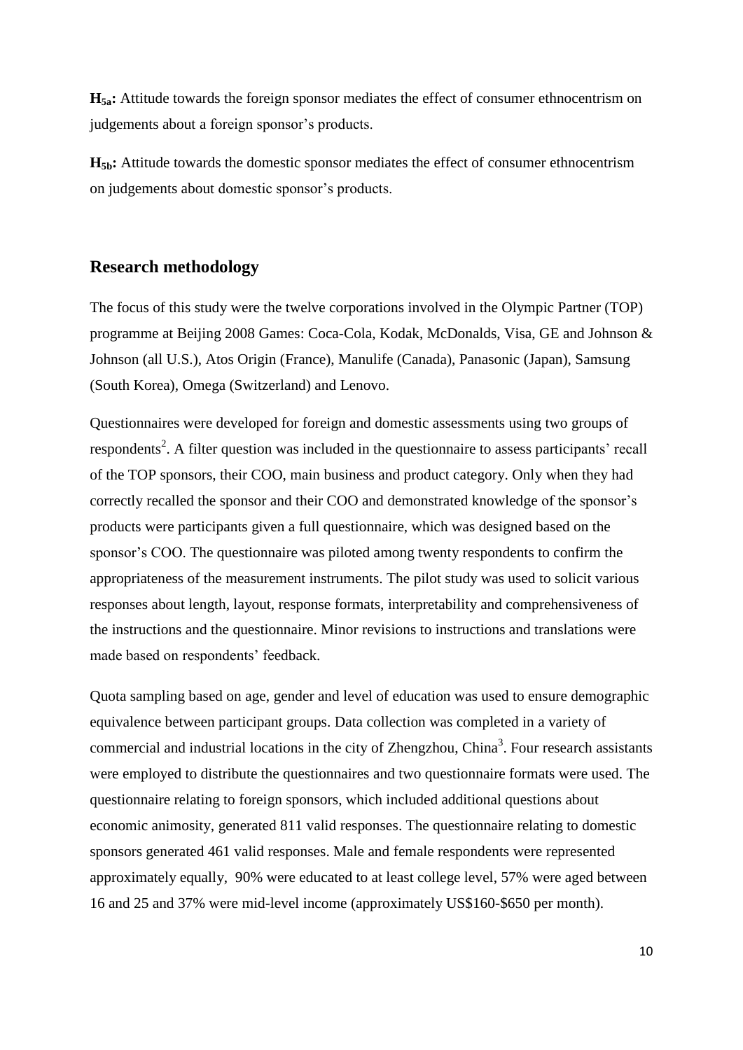**$H_{5a}$:** Attitude towards the foreign sponsor mediates the effect of consumer ethnocentrism on judgements about a foreign sponsor's products.

**$H_{5b}$:** Attitude towards the domestic sponsor mediates the effect of consumer ethnocentrism on judgements about domestic sponsor's products.

## Research methodology

The focus of this study were the twelve corporations involved in the Olympic Partner (TOP) programme at Beijing 2008 Games: Coca-Cola, Kodak, McDonalds, Visa, GE and Johnson & Johnson (all U.S.), Atos Origin (France), Manulife (Canada), Panasonic (Japan), Samsung (South Korea), Omega (Switzerland) and Lenovo.

Questionnaires were developed for foreign and domestic assessments using two groups of respondents[2]. A filter question was included in the questionnaire to assess participants' recall of the TOP sponsors, their COO, main business and product category. Only when they had correctly recalled the sponsor and their COO and demonstrated knowledge of the sponsor's products were participants given a full questionnaire, which was designed based on the sponsor's COO. The questionnaire was piloted among twenty respondents to confirm the appropriateness of the measurement instruments. The pilot study was used to solicit various responses about length, layout, response formats, interpretability and comprehensiveness of the instructions and the questionnaire. Minor revisions to instructions and translations were made based on respondents' feedback.

Quota sampling based on age, gender and level of education was used to ensure demographic equivalence between participant groups. Data collection was completed in a variety of commercial and industrial locations in the city of Zhengzhou, China[3]. Four research assistants were employed to distribute the questionnaires and two questionnaire formats were used. The questionnaire relating to foreign sponsors, which included additional questions about economic animosity, generated 811 valid responses. The questionnaire relating to domestic sponsors generated 461 valid responses. Male and female respondents were represented approximately equally, 90% were educated to at least college level, 57% were aged between 16 and 25 and 37% were mid-level income (approximately US$160-$650 per month).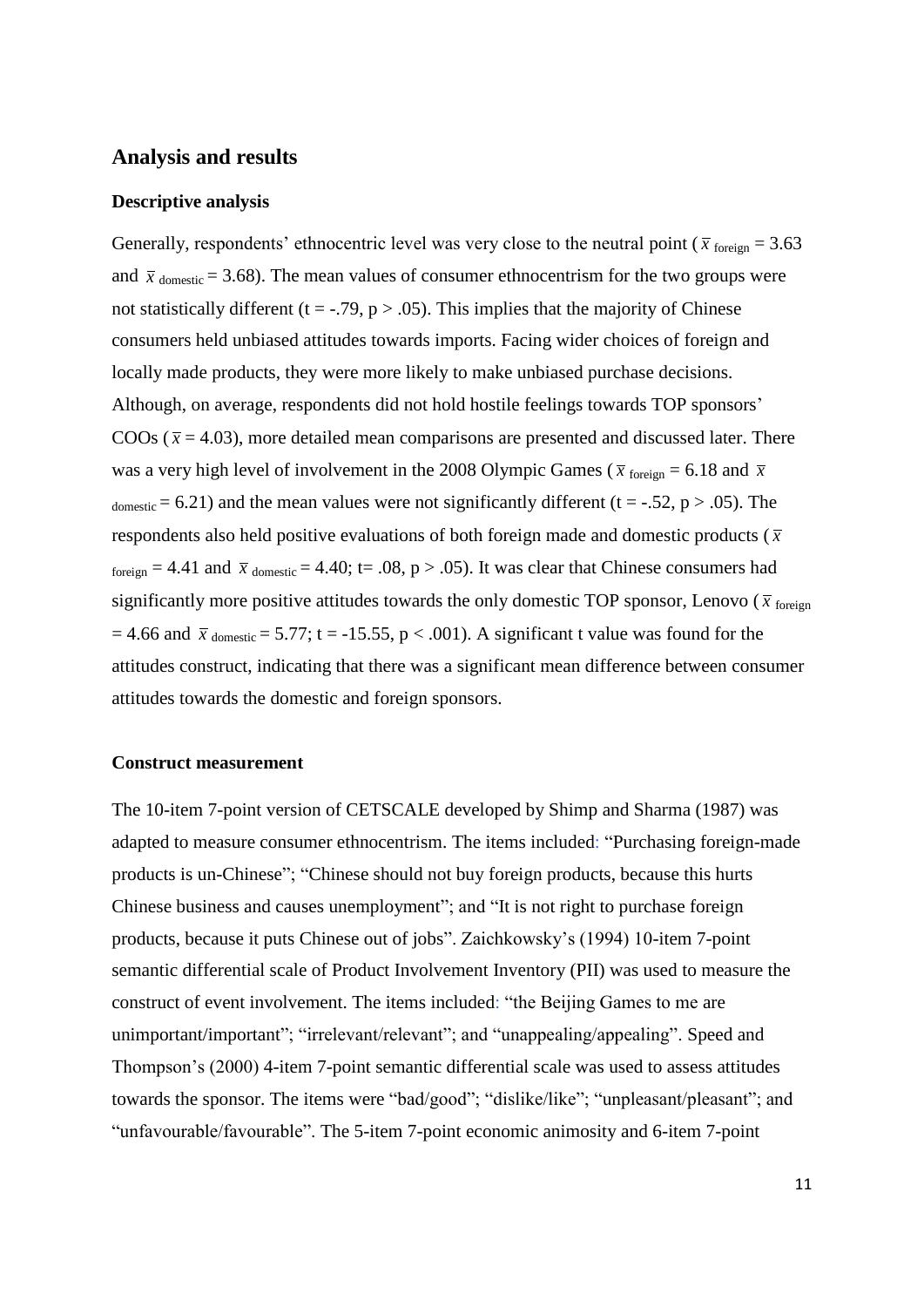## Analysis and results

### Descriptive analysis

Generally, respondents' ethnocentric level was very close to the neutral point ($\bar{x}_{\text{foreign}} = 3.63$ and $\bar{x}_{\text{domestic}} = 3.68$). The mean values of consumer ethnocentrism for the two groups were not statistically different ($t = -.79$, $p > .05$). This implies that the majority of Chinese consumers held unbiased attitudes towards imports. Facing wider choices of foreign and locally made products, they were more likely to make unbiased purchase decisions. Although, on average, respondents did not hold hostile feelings towards TOP sponsors' COOs ($\bar{x} = 4.03$), more detailed mean comparisons are presented and discussed later. There was a very high level of involvement in the 2008 Olympic Games ($\bar{x}_{\text{foreign}} = 6.18$ and $\bar{x}_{\text{domestic}} = 6.21$) and the mean values were not significantly different ($t = -.52$, $p > .05$). The respondents also held positive evaluations of both foreign made and domestic products ($\bar{x}_{\text{foreign}} = 4.41$ and $\bar{x}_{\text{domestic}} = 4.40$; $t = .08$, $p > .05$). It was clear that Chinese consumers had significantly more positive attitudes towards the only domestic TOP sponsor, Lenovo ($\bar{x}_{\text{foreign}} = 4.66$ and $\bar{x}_{\text{domestic}} = 5.77$; $t = -15.55$, $p < .001$). A significant t value was found for the attitudes construct, indicating that there was a significant mean difference between consumer attitudes towards the domestic and foreign sponsors.

### Construct measurement

The 10-item 7-point version of CETSCALE developed by Shimp and Sharma (1987) was adapted to measure consumer ethnocentrism. The items included: "Purchasing foreign-made products is un-Chinese"; "Chinese should not buy foreign products, because this hurts Chinese business and causes unemployment"; and "It is not right to purchase foreign products, because it puts Chinese out of jobs". Zaichkowsky's (1994) 10-item 7-point semantic differential scale of Product Involvement Inventory (PII) was used to measure the construct of event involvement. The items included: "the Beijing Games to me are unimportant/important"; "irrelevant/relevant"; and "unappealing/appealing". Speed and Thompson's (2000) 4-item 7-point semantic differential scale was used to assess attitudes towards the sponsor. The items were "bad/good"; "dislike/like"; "unpleasant/pleasant"; and "unfavourable/favourable". The 5-item 7-point economic animosity and 6-item 7-point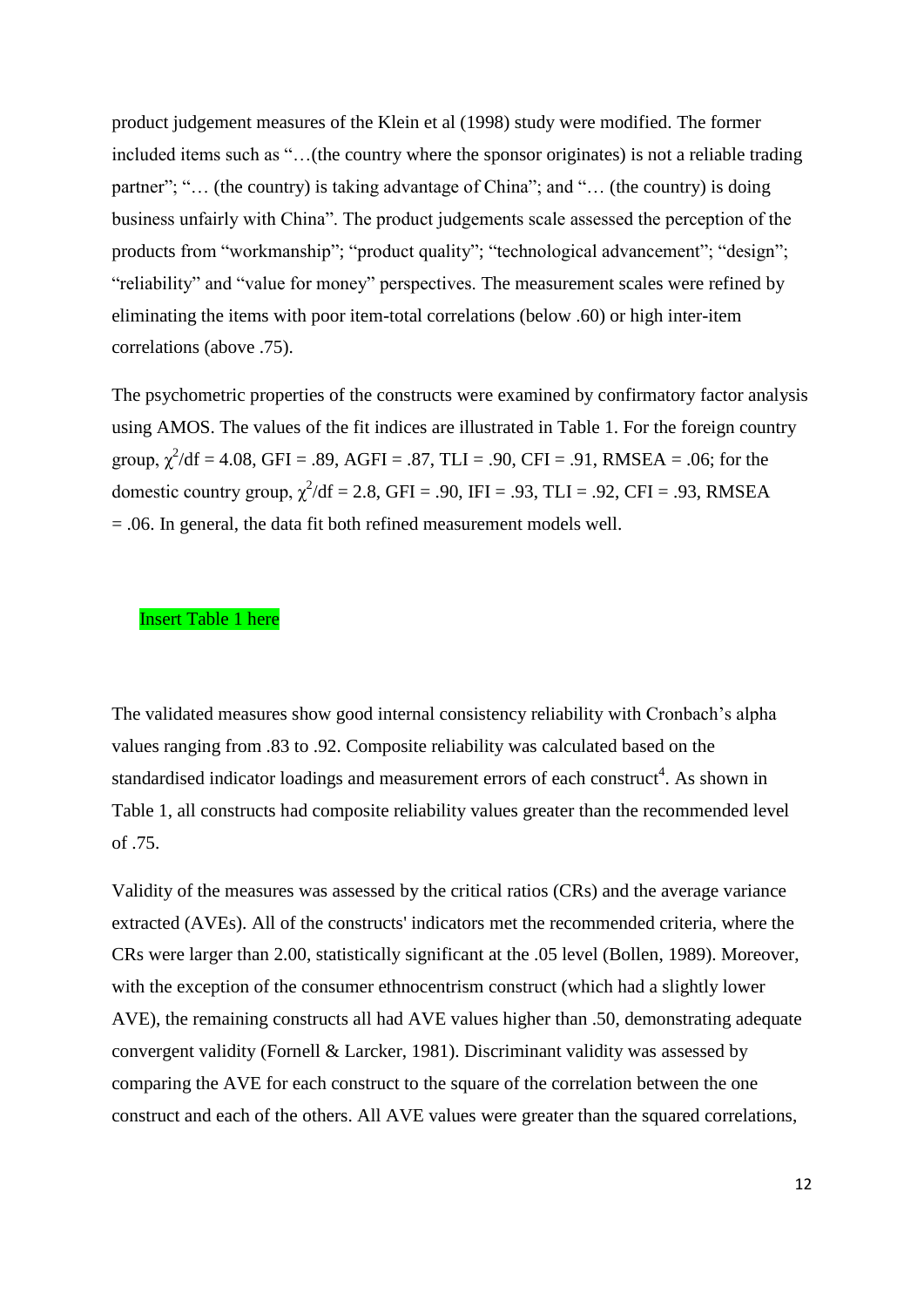product judgement measures of the Klein et al (1998) study were modified. The former included items such as "…(the country where the sponsor originates) is not a reliable trading partner"; "… (the country) is taking advantage of China"; and "… (the country) is doing business unfairly with China". The product judgements scale assessed the perception of the products from "workmanship"; "product quality"; "technological advancement"; "design"; "reliability" and "value for money" perspectives. The measurement scales were refined by eliminating the items with poor item-total correlations (below .60) or high inter-item correlations (above .75).

The psychometric properties of the constructs were examined by confirmatory factor analysis using AMOS. The values of the fit indices are illustrated in Table 1. For the foreign country group, $\chi^2$/df = 4.08, GFI = .89, AGFI = .87, TLI = .90, CFI = .91, RMSEA = .06; for the domestic country group, $\chi^2$/df = 2.8, GFI = .90, IFI = .93, TLI = .92, CFI = .93, RMSEA = .06. In general, the data fit both refined measurement models well.

Insert Table 1 here

The validated measures show good internal consistency reliability with Cronbach's alpha values ranging from .83 to .92. Composite reliability was calculated based on the standardised indicator loadings and measurement errors of each construct[4]. As shown in Table 1, all constructs had composite reliability values greater than the recommended level of .75.

Validity of the measures was assessed by the critical ratios (CRs) and the average variance extracted (AVEs). All of the constructs' indicators met the recommended criteria, where the CRs were larger than 2.00, statistically significant at the .05 level (Bollen, 1989). Moreover, with the exception of the consumer ethnocentrism construct (which had a slightly lower AVE), the remaining constructs all had AVE values higher than .50, demonstrating adequate convergent validity (Fornell & Larcker, 1981). Discriminant validity was assessed by comparing the AVE for each construct to the square of the correlation between the one construct and each of the others. All AVE values were greater than the squared correlations,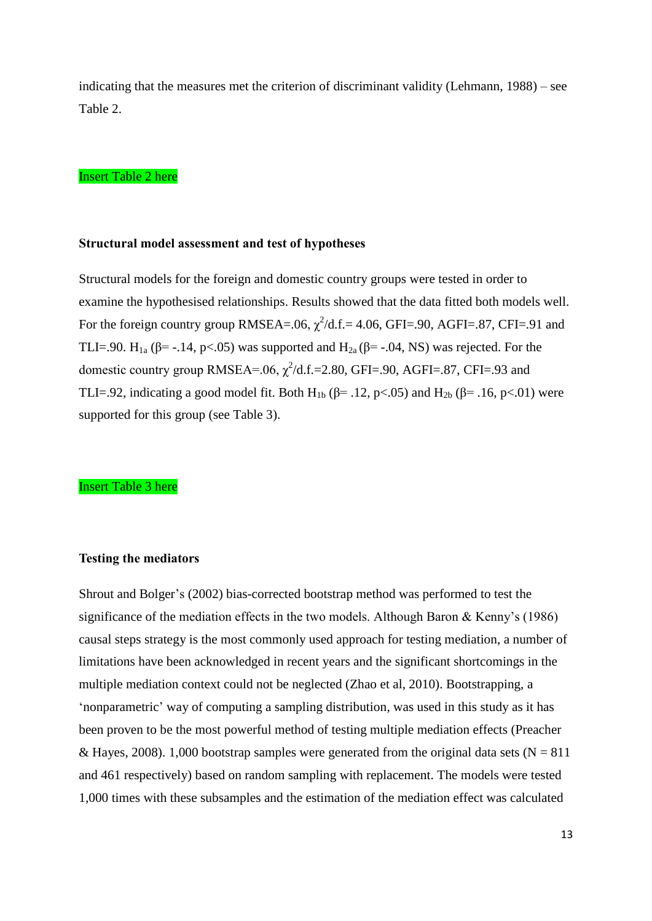indicating that the measures met the criterion of discriminant validity (Lehmann, 1988) – see Table 2.

Insert Table 2 here

**Structural model assessment and test of hypotheses**

Structural models for the foreign and domestic country groups were tested in order to examine the hypothesised relationships. Results showed that the data fitted both models well. For the foreign country group RMSEA=.06, $\chi^2$/d.f.= 4.06, GFI=.90, AGFI=.87, CFI=.91 and TLI=.90. $H_{1a}$ (β= -.14, p<.05) was supported and $H_{2a}$ (β= -.04, NS) was rejected. For the domestic country group RMSEA=.06, $\chi^2$/d.f.=2.80, GFI=.90, AGFI=.87, CFI=.93 and TLI=.92, indicating a good model fit. Both $H_{1b}$ (β= .12, p<.05) and $H_{2b}$ (β= .16, p<.01) were supported for this group (see Table 3).

Insert Table 3 here

**Testing the mediators**

Shrout and Bolger's (2002) bias-corrected bootstrap method was performed to test the significance of the mediation effects in the two models. Although Baron & Kenny's (1986) causal steps strategy is the most commonly used approach for testing mediation, a number of limitations have been acknowledged in recent years and the significant shortcomings in the multiple mediation context could not be neglected (Zhao et al, 2010). Bootstrapping, a 'nonparametric' way of computing a sampling distribution, was used in this study as it has been proven to be the most powerful method of testing multiple mediation effects (Preacher & Hayes, 2008). 1,000 bootstrap samples were generated from the original data sets (N = 811 and 461 respectively) based on random sampling with replacement. The models were tested 1,000 times with these subsamples and the estimation of the mediation effect was calculated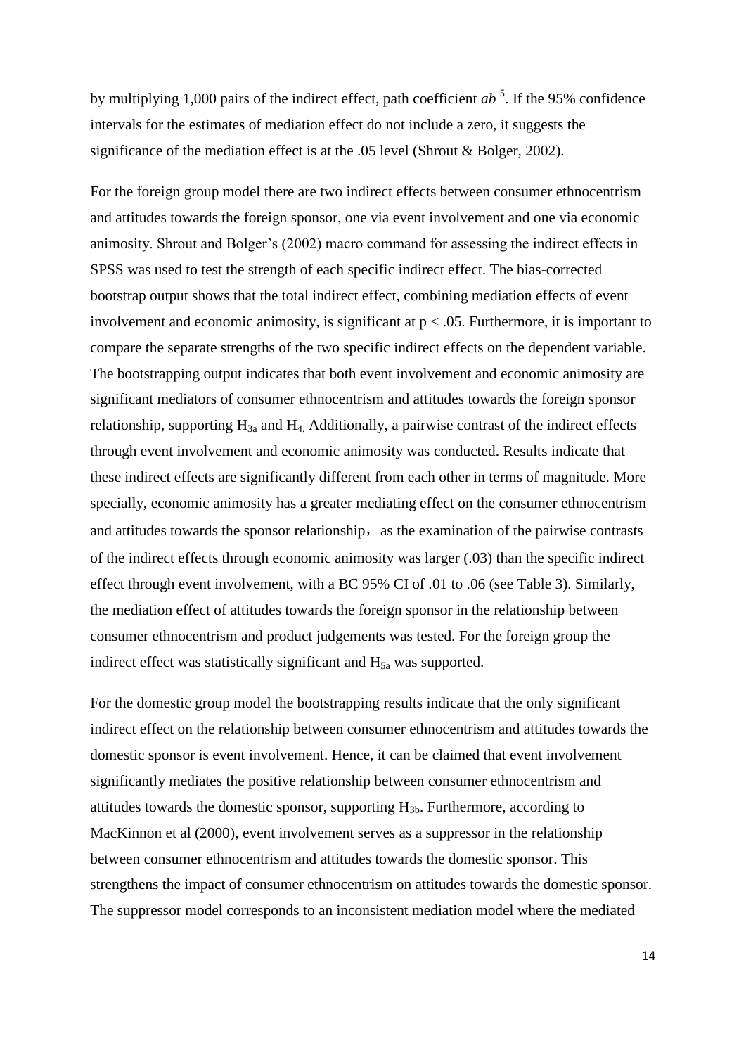by multiplying 1,000 pairs of the indirect effect, path coefficient *ab* [5]. If the 95% confidence intervals for the estimates of mediation effect do not include a zero, it suggests the significance of the mediation effect is at the .05 level (Shrout & Bolger, 2002).

For the foreign group model there are two indirect effects between consumer ethnocentrism and attitudes towards the foreign sponsor, one via event involvement and one via economic animosity. Shrout and Bolger's (2002) macro command for assessing the indirect effects in SPSS was used to test the strength of each specific indirect effect. The bias-corrected bootstrap output shows that the total indirect effect, combining mediation effects of event involvement and economic animosity, is significant at $p < .05$. Furthermore, it is important to compare the separate strengths of the two specific indirect effects on the dependent variable. The bootstrapping output indicates that both event involvement and economic animosity are significant mediators of consumer ethnocentrism and attitudes towards the foreign sponsor relationship, supporting $H_{3a}$ and $H_4$. Additionally, a pairwise contrast of the indirect effects through event involvement and economic animosity was conducted. Results indicate that these indirect effects are significantly different from each other in terms of magnitude. More specially, economic animosity has a greater mediating effect on the consumer ethnocentrism and attitudes towards the sponsor relationship， as the examination of the pairwise contrasts of the indirect effects through economic animosity was larger (.03) than the specific indirect effect through event involvement, with a BC 95% CI of .01 to .06 (see Table 3). Similarly, the mediation effect of attitudes towards the foreign sponsor in the relationship between consumer ethnocentrism and product judgements was tested. For the foreign group the indirect effect was statistically significant and $H_{5a}$ was supported.

For the domestic group model the bootstrapping results indicate that the only significant indirect effect on the relationship between consumer ethnocentrism and attitudes towards the domestic sponsor is event involvement. Hence, it can be claimed that event involvement significantly mediates the positive relationship between consumer ethnocentrism and attitudes towards the domestic sponsor, supporting $H_{3b}$. Furthermore, according to MacKinnon et al (2000), event involvement serves as a suppressor in the relationship between consumer ethnocentrism and attitudes towards the domestic sponsor. This strengthens the impact of consumer ethnocentrism on attitudes towards the domestic sponsor. The suppressor model corresponds to an inconsistent mediation model where the mediated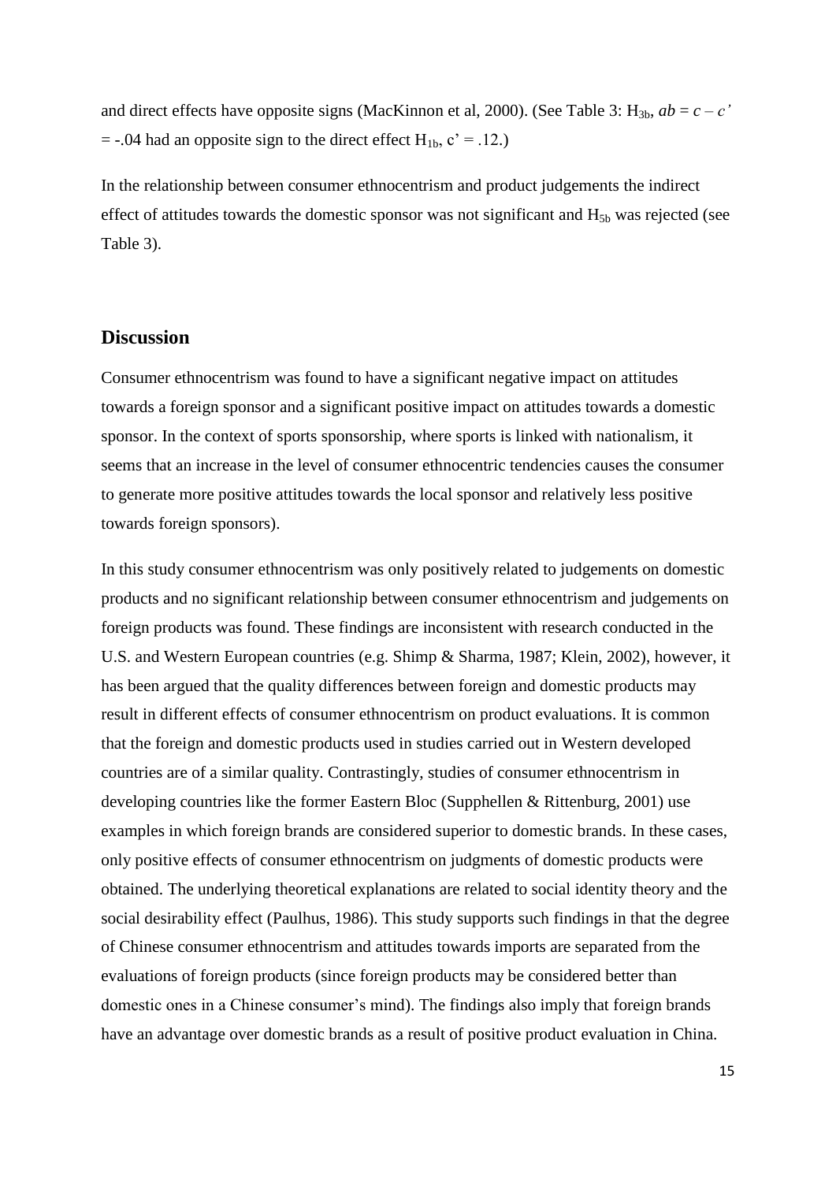and direct effects have opposite signs (MacKinnon et al, 2000). (See Table 3: $H_{3b}$, $ab = c - c'$ $= -.04$ had an opposite sign to the direct effect $H_{1b}$, $c' = .12$.)

In the relationship between consumer ethnocentrism and product judgements the indirect effect of attitudes towards the domestic sponsor was not significant and $H_{5b}$ was rejected (see Table 3).

## Discussion

Consumer ethnocentrism was found to have a significant negative impact on attitudes towards a foreign sponsor and a significant positive impact on attitudes towards a domestic sponsor. In the context of sports sponsorship, where sports is linked with nationalism, it seems that an increase in the level of consumer ethnocentric tendencies causes the consumer to generate more positive attitudes towards the local sponsor and relatively less positive towards foreign sponsors).

In this study consumer ethnocentrism was only positively related to judgements on domestic products and no significant relationship between consumer ethnocentrism and judgements on foreign products was found. These findings are inconsistent with research conducted in the U.S. and Western European countries (e.g. Shimp & Sharma, 1987; Klein, 2002), however, it has been argued that the quality differences between foreign and domestic products may result in different effects of consumer ethnocentrism on product evaluations. It is common that the foreign and domestic products used in studies carried out in Western developed countries are of a similar quality. Contrastingly, studies of consumer ethnocentrism in developing countries like the former Eastern Bloc (Supphellen & Rittenburg, 2001) use examples in which foreign brands are considered superior to domestic brands. In these cases, only positive effects of consumer ethnocentrism on judgments of domestic products were obtained. The underlying theoretical explanations are related to social identity theory and the social desirability effect (Paulhus, 1986). This study supports such findings in that the degree of Chinese consumer ethnocentrism and attitudes towards imports are separated from the evaluations of foreign products (since foreign products may be considered better than domestic ones in a Chinese consumer's mind). The findings also imply that foreign brands have an advantage over domestic brands as a result of positive product evaluation in China.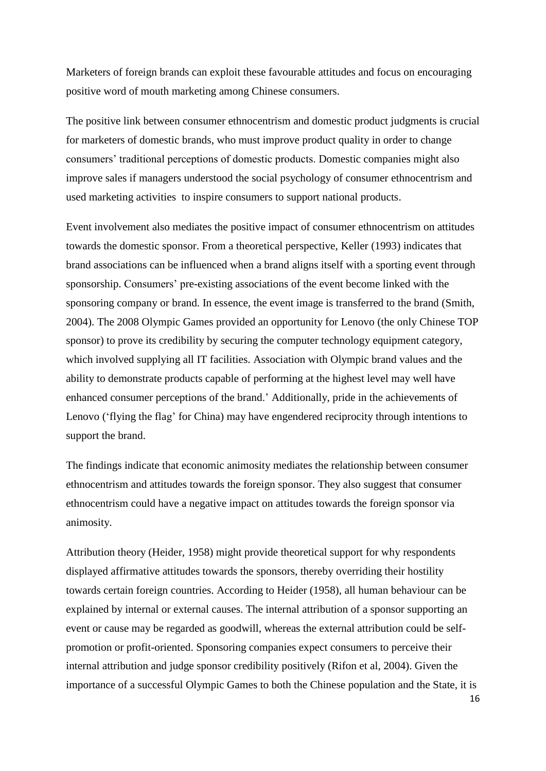Marketers of foreign brands can exploit these favourable attitudes and focus on encouraging positive word of mouth marketing among Chinese consumers.

The positive link between consumer ethnocentrism and domestic product judgments is crucial for marketers of domestic brands, who must improve product quality in order to change consumers' traditional perceptions of domestic products. Domestic companies might also improve sales if managers understood the social psychology of consumer ethnocentrism and used marketing activities to inspire consumers to support national products.

Event involvement also mediates the positive impact of consumer ethnocentrism on attitudes towards the domestic sponsor. From a theoretical perspective, Keller (1993) indicates that brand associations can be influenced when a brand aligns itself with a sporting event through sponsorship. Consumers' pre-existing associations of the event become linked with the sponsoring company or brand. In essence, the event image is transferred to the brand (Smith, 2004). The 2008 Olympic Games provided an opportunity for Lenovo (the only Chinese TOP sponsor) to prove its credibility by securing the computer technology equipment category, which involved supplying all IT facilities. Association with Olympic brand values and the ability to demonstrate products capable of performing at the highest level may well have enhanced consumer perceptions of the brand.' Additionally, pride in the achievements of Lenovo ('flying the flag' for China) may have engendered reciprocity through intentions to support the brand.

The findings indicate that economic animosity mediates the relationship between consumer ethnocentrism and attitudes towards the foreign sponsor. They also suggest that consumer ethnocentrism could have a negative impact on attitudes towards the foreign sponsor via animosity.

Attribution theory (Heider, 1958) might provide theoretical support for why respondents displayed affirmative attitudes towards the sponsors, thereby overriding their hostility towards certain foreign countries. According to Heider (1958), all human behaviour can be explained by internal or external causes. The internal attribution of a sponsor supporting an event or cause may be regarded as goodwill, whereas the external attribution could be self-promotion or profit-oriented. Sponsoring companies expect consumers to perceive their internal attribution and judge sponsor credibility positively (Rifon et al, 2004). Given the importance of a successful Olympic Games to both the Chinese population and the State, it is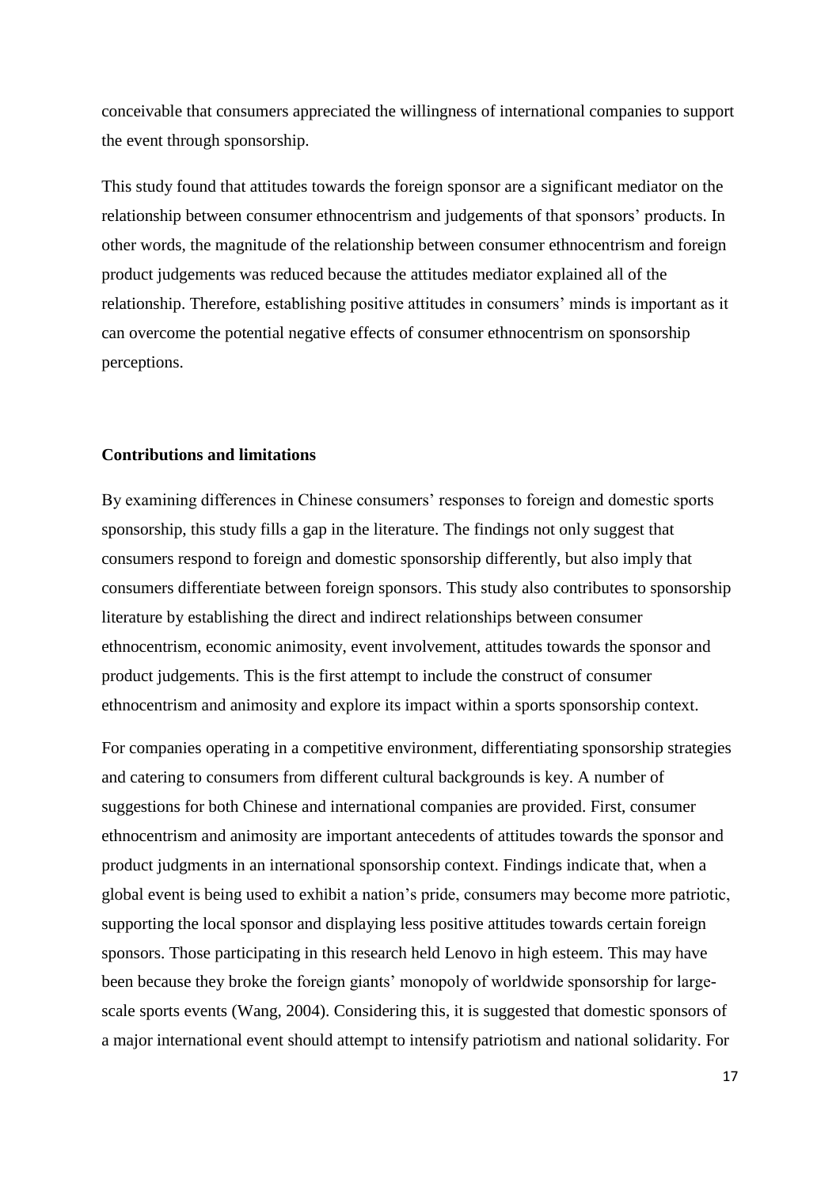conceivable that consumers appreciated the willingness of international companies to support the event through sponsorship.

This study found that attitudes towards the foreign sponsor are a significant mediator on the relationship between consumer ethnocentrism and judgements of that sponsors' products. In other words, the magnitude of the relationship between consumer ethnocentrism and foreign product judgements was reduced because the attitudes mediator explained all of the relationship. Therefore, establishing positive attitudes in consumers' minds is important as it can overcome the potential negative effects of consumer ethnocentrism on sponsorship perceptions.

**Contributions and limitations**

By examining differences in Chinese consumers' responses to foreign and domestic sports sponsorship, this study fills a gap in the literature. The findings not only suggest that consumers respond to foreign and domestic sponsorship differently, but also imply that consumers differentiate between foreign sponsors. This study also contributes to sponsorship literature by establishing the direct and indirect relationships between consumer ethnocentrism, economic animosity, event involvement, attitudes towards the sponsor and product judgements. This is the first attempt to include the construct of consumer ethnocentrism and animosity and explore its impact within a sports sponsorship context.

For companies operating in a competitive environment, differentiating sponsorship strategies and catering to consumers from different cultural backgrounds is key. A number of suggestions for both Chinese and international companies are provided. First, consumer ethnocentrism and animosity are important antecedents of attitudes towards the sponsor and product judgments in an international sponsorship context. Findings indicate that, when a global event is being used to exhibit a nation's pride, consumers may become more patriotic, supporting the local sponsor and displaying less positive attitudes towards certain foreign sponsors. Those participating in this research held Lenovo in high esteem. This may have been because they broke the foreign giants' monopoly of worldwide sponsorship for large-scale sports events (Wang, 2004). Considering this, it is suggested that domestic sponsors of a major international event should attempt to intensify patriotism and national solidarity. For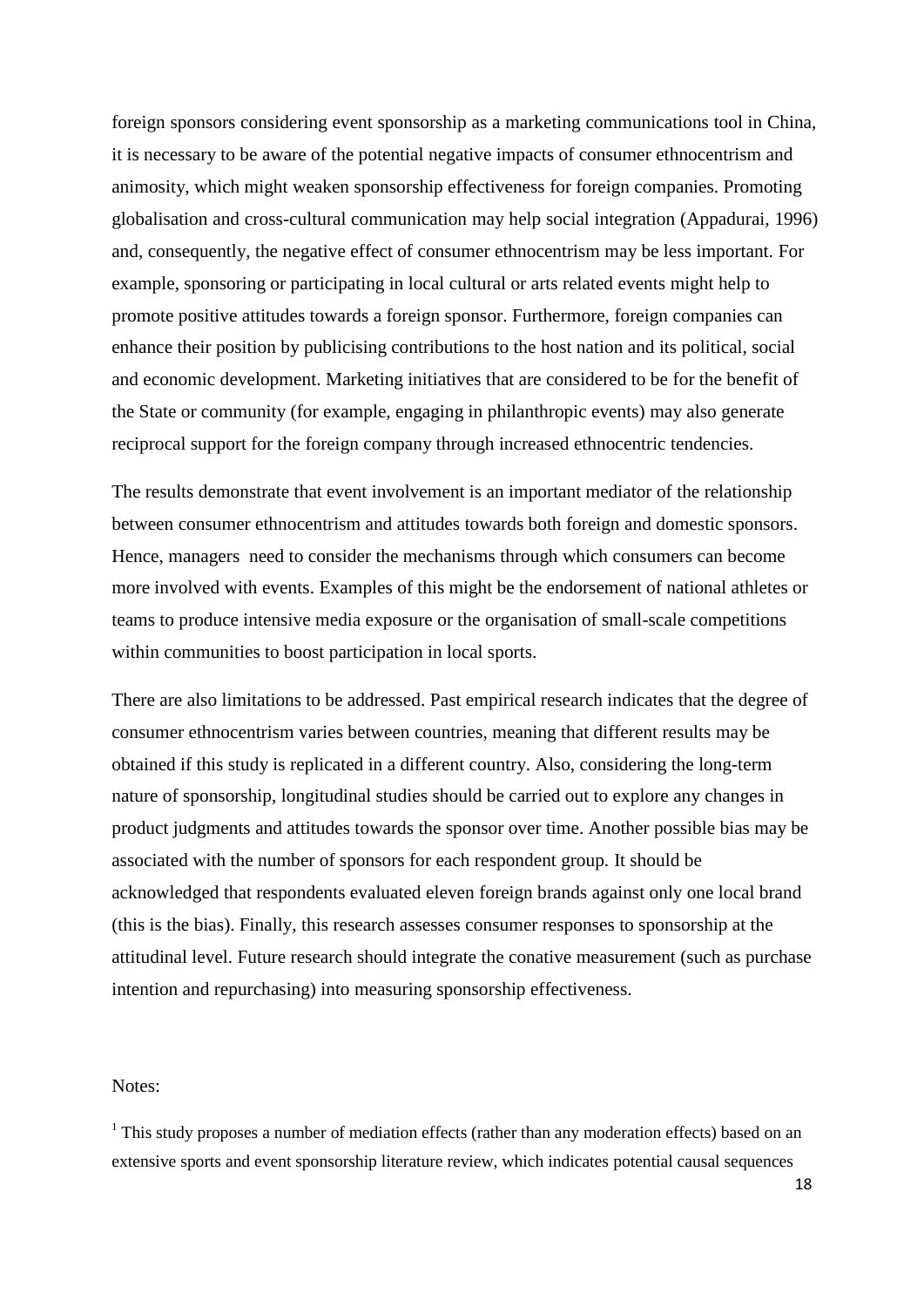foreign sponsors considering event sponsorship as a marketing communications tool in China, it is necessary to be aware of the potential negative impacts of consumer ethnocentrism and animosity, which might weaken sponsorship effectiveness for foreign companies. Promoting globalisation and cross-cultural communication may help social integration (Appadurai, 1996) and, consequently, the negative effect of consumer ethnocentrism may be less important. For example, sponsoring or participating in local cultural or arts related events might help to promote positive attitudes towards a foreign sponsor. Furthermore, foreign companies can enhance their position by publicising contributions to the host nation and its political, social and economic development. Marketing initiatives that are considered to be for the benefit of the State or community (for example, engaging in philanthropic events) may also generate reciprocal support for the foreign company through increased ethnocentric tendencies.

The results demonstrate that event involvement is an important mediator of the relationship between consumer ethnocentrism and attitudes towards both foreign and domestic sponsors. Hence, managers need to consider the mechanisms through which consumers can become more involved with events. Examples of this might be the endorsement of national athletes or teams to produce intensive media exposure or the organisation of small-scale competitions within communities to boost participation in local sports.

There are also limitations to be addressed. Past empirical research indicates that the degree of consumer ethnocentrism varies between countries, meaning that different results may be obtained if this study is replicated in a different country. Also, considering the long-term nature of sponsorship, longitudinal studies should be carried out to explore any changes in product judgments and attitudes towards the sponsor over time. Another possible bias may be associated with the number of sponsors for each respondent group. It should be acknowledged that respondents evaluated eleven foreign brands against only one local brand (this is the bias). Finally, this research assesses consumer responses to sponsorship at the attitudinal level. Future research should integrate the conative measurement (such as purchase intention and repurchasing) into measuring sponsorship effectiveness.

Notes:

[1] This study proposes a number of mediation effects (rather than any moderation effects) based on an extensive sports and event sponsorship literature review, which indicates potential causal sequences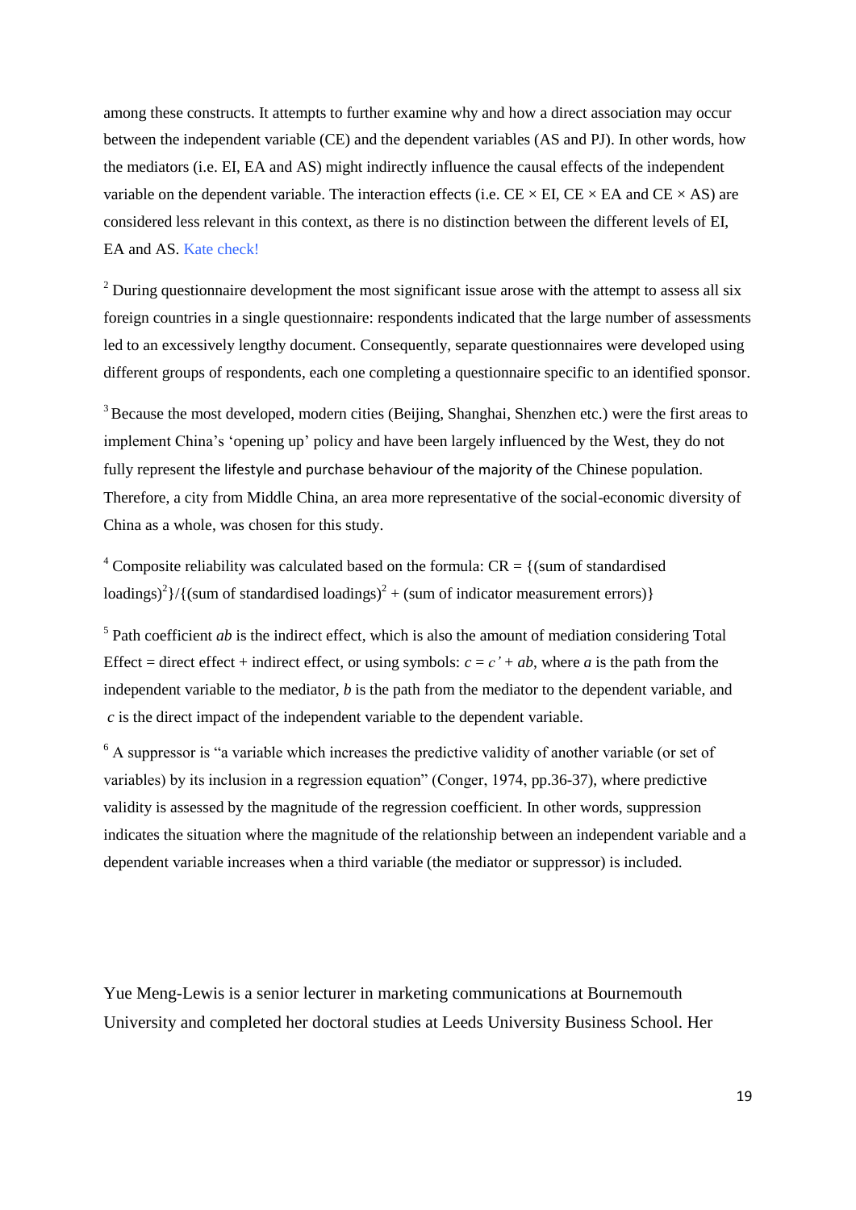among these constructs. It attempts to further examine why and how a direct association may occur between the independent variable (CE) and the dependent variables (AS and PJ). In other words, how the mediators (i.e. EI, EA and AS) might indirectly influence the causal effects of the independent variable on the dependent variable. The interaction effects (i.e. CE × EI, CE × EA and CE × AS) are considered less relevant in this context, as there is no distinction between the different levels of EI, EA and AS. Kate check!

[2] During questionnaire development the most significant issue arose with the attempt to assess all six foreign countries in a single questionnaire: respondents indicated that the large number of assessments led to an excessively lengthy document. Consequently, separate questionnaires were developed using different groups of respondents, each one completing a questionnaire specific to an identified sponsor.

[3] Because the most developed, modern cities (Beijing, Shanghai, Shenzhen etc.) were the first areas to implement China's 'opening up' policy and have been largely influenced by the West, they do not fully represent the lifestyle and purchase behaviour of the majority of the Chinese population. Therefore, a city from Middle China, an area more representative of the social-economic diversity of China as a whole, was chosen for this study.

[4] Composite reliability was calculated based on the formula: CR = {(sum of standardised loadings)$^2$}/{(sum of standardised loadings)$^2$ + (sum of indicator measurement errors)}

[5] Path coefficient *ab* is the indirect effect, which is also the amount of mediation considering Total Effect = direct effect + indirect effect, or using symbols: $c = c' + ab$, where $a$ is the path from the independent variable to the mediator, $b$ is the path from the mediator to the dependent variable, and $c$ is the direct impact of the independent variable to the dependent variable.

[6] A suppressor is "a variable which increases the predictive validity of another variable (or set of variables) by its inclusion in a regression equation" (Conger, 1974, pp.36-37), where predictive validity is assessed by the magnitude of the regression coefficient. In other words, suppression indicates the situation where the magnitude of the relationship between an independent variable and a dependent variable increases when a third variable (the mediator or suppressor) is included.

Yue Meng-Lewis is a senior lecturer in marketing communications at Bournemouth University and completed her doctoral studies at Leeds University Business School. Her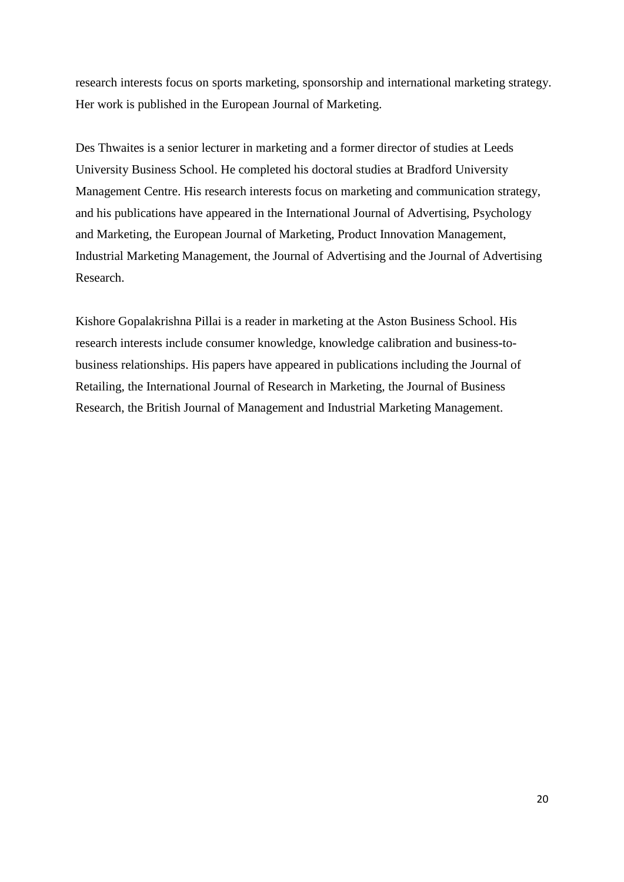research interests focus on sports marketing, sponsorship and international marketing strategy. Her work is published in the European Journal of Marketing.

Des Thwaites is a senior lecturer in marketing and a former director of studies at Leeds University Business School. He completed his doctoral studies at Bradford University Management Centre. His research interests focus on marketing and communication strategy, and his publications have appeared in the International Journal of Advertising, Psychology and Marketing, the European Journal of Marketing, Product Innovation Management, Industrial Marketing Management, the Journal of Advertising and the Journal of Advertising Research.

Kishore Gopalakrishna Pillai is a reader in marketing at the Aston Business School. His research interests include consumer knowledge, knowledge calibration and business-to-business relationships. His papers have appeared in publications including the Journal of Retailing, the International Journal of Research in Marketing, the Journal of Business Research, the British Journal of Management and Industrial Marketing Management.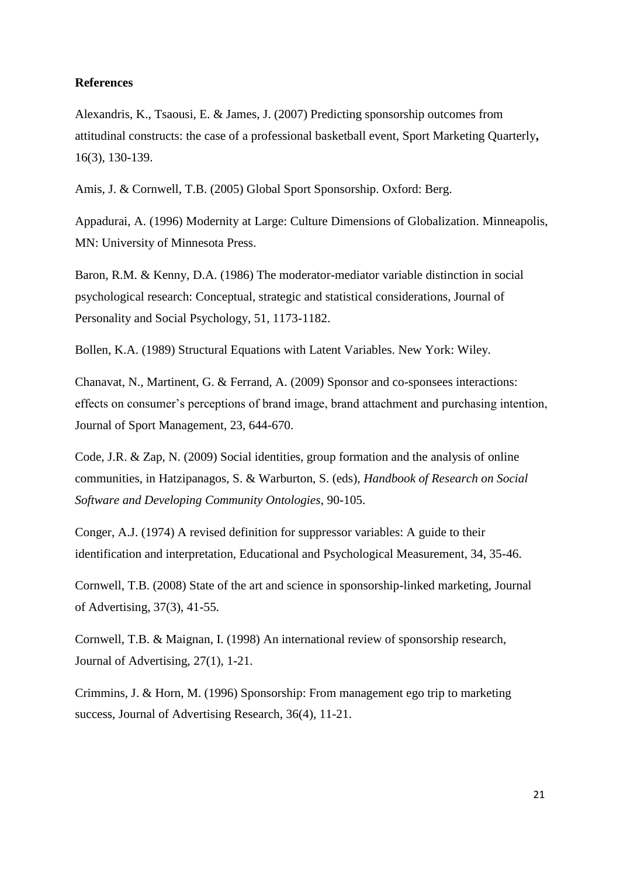**References**

Alexandris, K., Tsaousi, E. & James, J. (2007) Predicting sponsorship outcomes from attitudinal constructs: the case of a professional basketball event, Sport Marketing Quarterly**,** 16(3), 130-139.

Amis, J. & Cornwell, T.B. (2005) Global Sport Sponsorship. Oxford: Berg.

Appadurai, A. (1996) Modernity at Large: Culture Dimensions of Globalization. Minneapolis, MN: University of Minnesota Press.

Baron, R.M. & Kenny, D.A. (1986) The moderator-mediator variable distinction in social psychological research: Conceptual, strategic and statistical considerations, Journal of Personality and Social Psychology, 51, 1173-1182.

Bollen, K.A. (1989) Structural Equations with Latent Variables. New York: Wiley.

Chanavat, N., Martinent, G. & Ferrand, A. (2009) Sponsor and co-sponsees interactions: effects on consumer's perceptions of brand image, brand attachment and purchasing intention, Journal of Sport Management, 23, 644-670.

Code, J.R. & Zap, N. (2009) Social identities, group formation and the analysis of online communities, in Hatzipanagos, S. & Warburton, S. (eds), *Handbook of Research on Social Software and Developing Community Ontologies*, 90-105.

Conger, A.J. (1974) A revised definition for suppressor variables: A guide to their identification and interpretation, Educational and Psychological Measurement, 34, 35-46.

Cornwell, T.B. (2008) State of the art and science in sponsorship-linked marketing, Journal of Advertising, 37(3), 41-55.

Cornwell, T.B. & Maignan, I. (1998) An international review of sponsorship research, Journal of Advertising, 27(1), 1-21.

Crimmins, J. & Horn, M. (1996) Sponsorship: From management ego trip to marketing success, Journal of Advertising Research, 36(4), 11-21.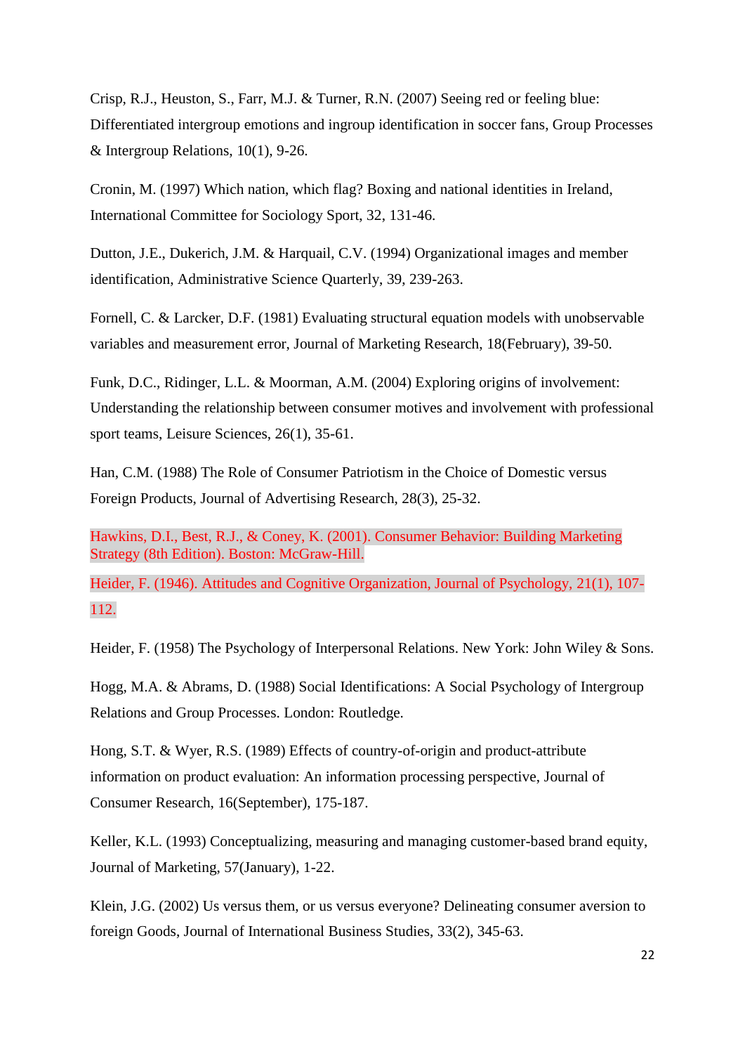Crisp, R.J., Heuston, S., Farr, M.J. & Turner, R.N. (2007) Seeing red or feeling blue: Differentiated intergroup emotions and ingroup identification in soccer fans, Group Processes & Intergroup Relations, 10(1), 9-26.

Cronin, M. (1997) Which nation, which flag? Boxing and national identities in Ireland, International Committee for Sociology Sport, 32, 131-46.

Dutton, J.E., Dukerich, J.M. & Harquail, C.V. (1994) Organizational images and member identification, Administrative Science Quarterly, 39, 239-263.

Fornell, C. & Larcker, D.F. (1981) Evaluating structural equation models with unobservable variables and measurement error, Journal of Marketing Research, 18(February), 39-50.

Funk, D.C., Ridinger, L.L. & Moorman, A.M. (2004) Exploring origins of involvement: Understanding the relationship between consumer motives and involvement with professional sport teams, Leisure Sciences, 26(1), 35-61.

Han, C.M. (1988) The Role of Consumer Patriotism in the Choice of Domestic versus Foreign Products, Journal of Advertising Research, 28(3), 25-32.

Hawkins, D.I., Best, R.J., & Coney, K. (2001). Consumer Behavior: Building Marketing Strategy (8th Edition). Boston: McGraw-Hill.

Heider, F. (1946). Attitudes and Cognitive Organization, Journal of Psychology, 21(1), 107-112.

Heider, F. (1958) The Psychology of Interpersonal Relations. New York: John Wiley & Sons.

Hogg, M.A. & Abrams, D. (1988) Social Identifications: A Social Psychology of Intergroup Relations and Group Processes. London: Routledge.

Hong, S.T. & Wyer, R.S. (1989) Effects of country-of-origin and product-attribute information on product evaluation: An information processing perspective, Journal of Consumer Research, 16(September), 175-187.

Keller, K.L. (1993) Conceptualizing, measuring and managing customer-based brand equity, Journal of Marketing, 57(January), 1-22.

Klein, J.G. (2002) Us versus them, or us versus everyone? Delineating consumer aversion to foreign Goods, Journal of International Business Studies, 33(2), 345-63.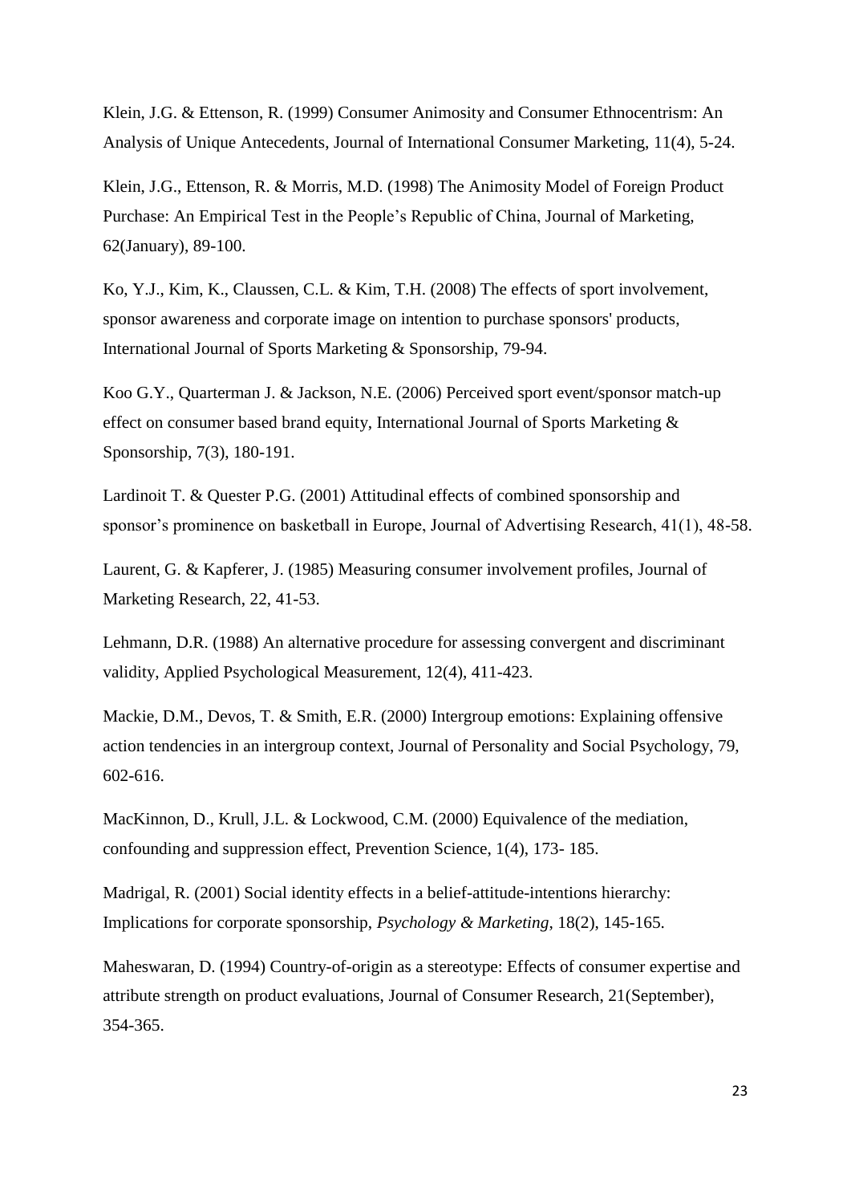Klein, J.G. & Ettenson, R. (1999) Consumer Animosity and Consumer Ethnocentrism: An Analysis of Unique Antecedents, Journal of International Consumer Marketing, 11(4), 5-24.

Klein, J.G., Ettenson, R. & Morris, M.D. (1998) The Animosity Model of Foreign Product Purchase: An Empirical Test in the People's Republic of China, Journal of Marketing, 62(January), 89-100.

Ko, Y.J., Kim, K., Claussen, C.L. & Kim, T.H. (2008) The effects of sport involvement, sponsor awareness and corporate image on intention to purchase sponsors' products, International Journal of Sports Marketing & Sponsorship, 79-94.

Koo G.Y., Quarterman J. & Jackson, N.E. (2006) Perceived sport event/sponsor match-up effect on consumer based brand equity, International Journal of Sports Marketing & Sponsorship, 7(3), 180-191.

Lardinoit T. & Quester P.G. (2001) Attitudinal effects of combined sponsorship and sponsor's prominence on basketball in Europe, Journal of Advertising Research, 41(1), 48-58.

Laurent, G. & Kapferer, J. (1985) Measuring consumer involvement profiles, Journal of Marketing Research, 22, 41-53.

Lehmann, D.R. (1988) An alternative procedure for assessing convergent and discriminant validity, Applied Psychological Measurement, 12(4), 411-423.

Mackie, D.M., Devos, T. & Smith, E.R. (2000) Intergroup emotions: Explaining offensive action tendencies in an intergroup context, Journal of Personality and Social Psychology, 79, 602-616.

MacKinnon, D., Krull, J.L. & Lockwood, C.M. (2000) Equivalence of the mediation, confounding and suppression effect, Prevention Science, 1(4), 173- 185.

Madrigal, R. (2001) Social identity effects in a belief-attitude-intentions hierarchy: Implications for corporate sponsorship, *Psychology & Marketing*, 18(2), 145-165.

Maheswaran, D. (1994) Country-of-origin as a stereotype: Effects of consumer expertise and attribute strength on product evaluations, Journal of Consumer Research, 21(September), 354-365.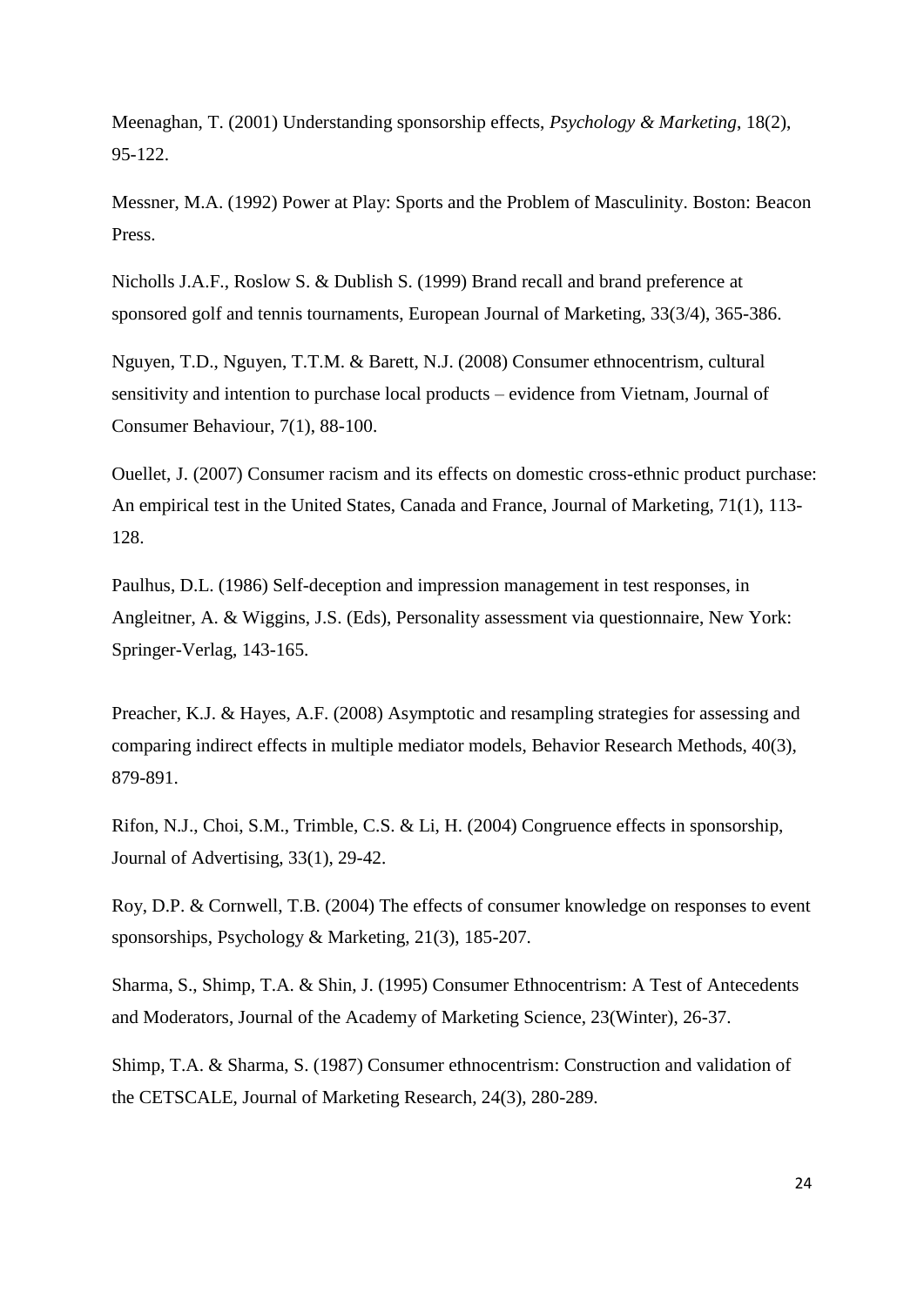Meenaghan, T. (2001) Understanding sponsorship effects, *Psychology & Marketing*, 18(2), 95-122.

Messner, M.A. (1992) Power at Play: Sports and the Problem of Masculinity. Boston: Beacon Press.

Nicholls J.A.F., Roslow S. & Dublish S. (1999) Brand recall and brand preference at sponsored golf and tennis tournaments, European Journal of Marketing, 33(3/4), 365-386.

Nguyen, T.D., Nguyen, T.T.M. & Barett, N.J. (2008) Consumer ethnocentrism, cultural sensitivity and intention to purchase local products – evidence from Vietnam, Journal of Consumer Behaviour, 7(1), 88-100.

Ouellet, J. (2007) Consumer racism and its effects on domestic cross-ethnic product purchase: An empirical test in the United States, Canada and France, Journal of Marketing, 71(1), 113-128.

Paulhus, D.L. (1986) Self-deception and impression management in test responses, in Angleitner, A. & Wiggins, J.S. (Eds), Personality assessment via questionnaire, New York: Springer-Verlag, 143-165.

Preacher, K.J. & Hayes, A.F. (2008) Asymptotic and resampling strategies for assessing and comparing indirect effects in multiple mediator models, Behavior Research Methods, 40(3), 879-891.

Rifon, N.J., Choi, S.M., Trimble, C.S. & Li, H. (2004) Congruence effects in sponsorship, Journal of Advertising, 33(1), 29-42.

Roy, D.P. & Cornwell, T.B. (2004) The effects of consumer knowledge on responses to event sponsorships, Psychology & Marketing, 21(3), 185-207.

Sharma, S., Shimp, T.A. & Shin, J. (1995) Consumer Ethnocentrism: A Test of Antecedents and Moderators, Journal of the Academy of Marketing Science, 23(Winter), 26-37.

Shimp, T.A. & Sharma, S. (1987) Consumer ethnocentrism: Construction and validation of the CETSCALE, Journal of Marketing Research, 24(3), 280-289.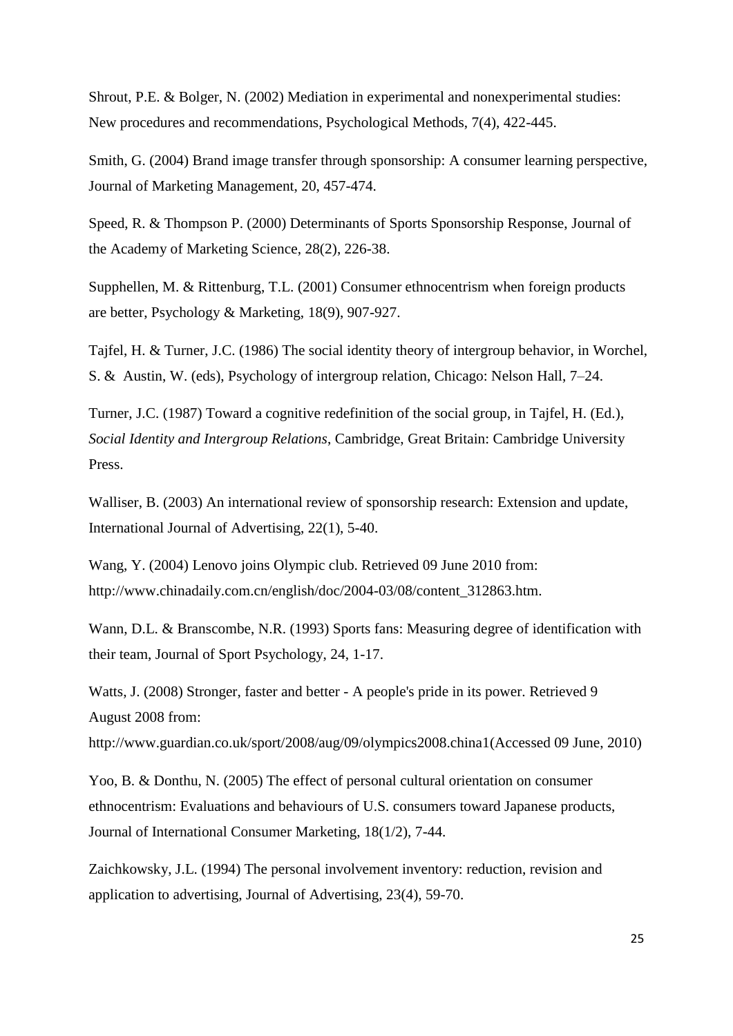Shrout, P.E. & Bolger, N. (2002) Mediation in experimental and nonexperimental studies: New procedures and recommendations, Psychological Methods, 7(4), 422-445.

Smith, G. (2004) Brand image transfer through sponsorship: A consumer learning perspective, Journal of Marketing Management, 20, 457-474.

Speed, R. & Thompson P. (2000) Determinants of Sports Sponsorship Response, Journal of the Academy of Marketing Science, 28(2), 226-38.

Supphellen, M. & Rittenburg, T.L. (2001) Consumer ethnocentrism when foreign products are better, Psychology & Marketing, 18(9), 907-927.

Tajfel, H. & Turner, J.C. (1986) The social identity theory of intergroup behavior, in Worchel, S. & Austin, W. (eds), Psychology of intergroup relation, Chicago: Nelson Hall, 7–24.

Turner, J.C. (1987) Toward a cognitive redefinition of the social group, in Tajfel, H. (Ed.), *Social Identity and Intergroup Relations*, Cambridge, Great Britain: Cambridge University Press.

Walliser, B. (2003) An international review of sponsorship research: Extension and update, International Journal of Advertising, 22(1), 5-40.

Wang, Y. (2004) Lenovo joins Olympic club. Retrieved 09 June 2010 from: http://www.chinadaily.com.cn/english/doc/2004-03/08/content_312863.htm.

Wann, D.L. & Branscombe, N.R. (1993) Sports fans: Measuring degree of identification with their team, Journal of Sport Psychology, 24, 1-17.

Watts, J. (2008) Stronger, faster and better - A people's pride in its power. Retrieved 9 August 2008 from: http://www.guardian.co.uk/sport/2008/aug/09/olympics2008.china1(Accessed 09 June, 2010)

Yoo, B. & Donthu, N. (2005) The effect of personal cultural orientation on consumer ethnocentrism: Evaluations and behaviours of U.S. consumers toward Japanese products, Journal of International Consumer Marketing, 18(1/2), 7-44.

Zaichkowsky, J.L. (1994) The personal involvement inventory: reduction, revision and application to advertising, Journal of Advertising, 23(4), 59-70.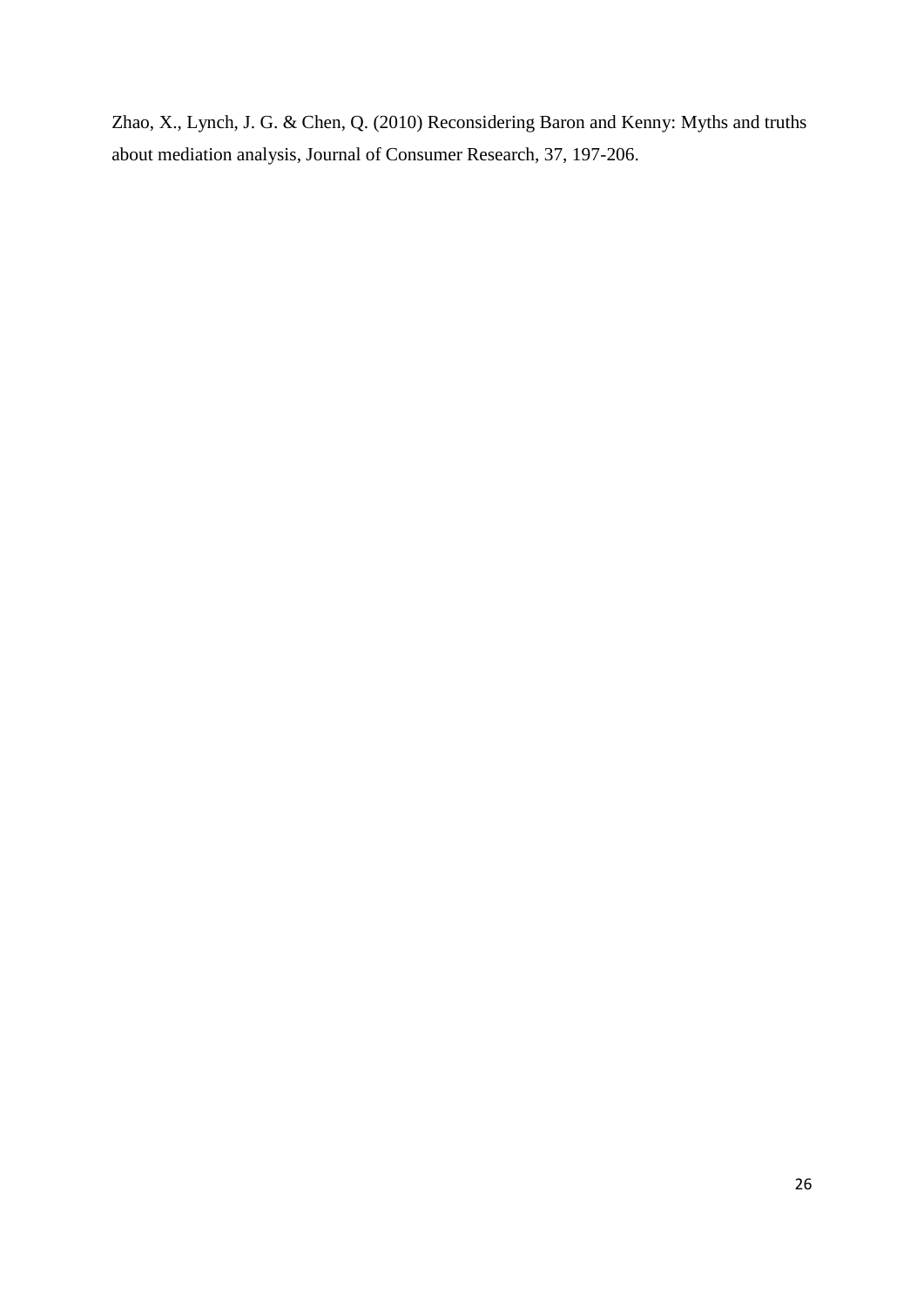Zhao, X., Lynch, J. G. & Chen, Q. (2010) Reconsidering Baron and Kenny: Myths and truths about mediation analysis, Journal of Consumer Research, 37, 197-206.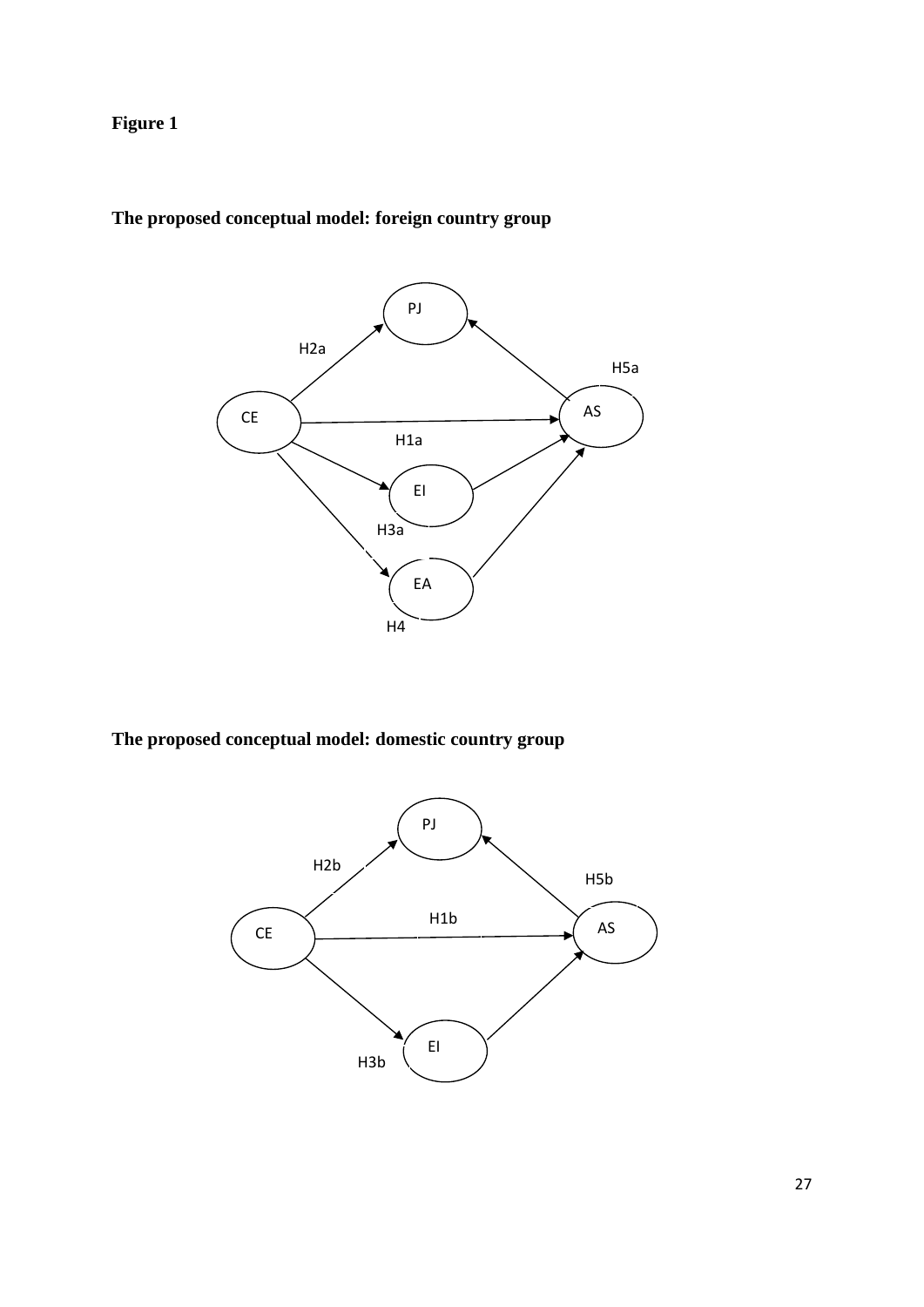**Figure 1**

**The proposed conceptual model: foreign country group**

**The proposed conceptual model: domestic country group**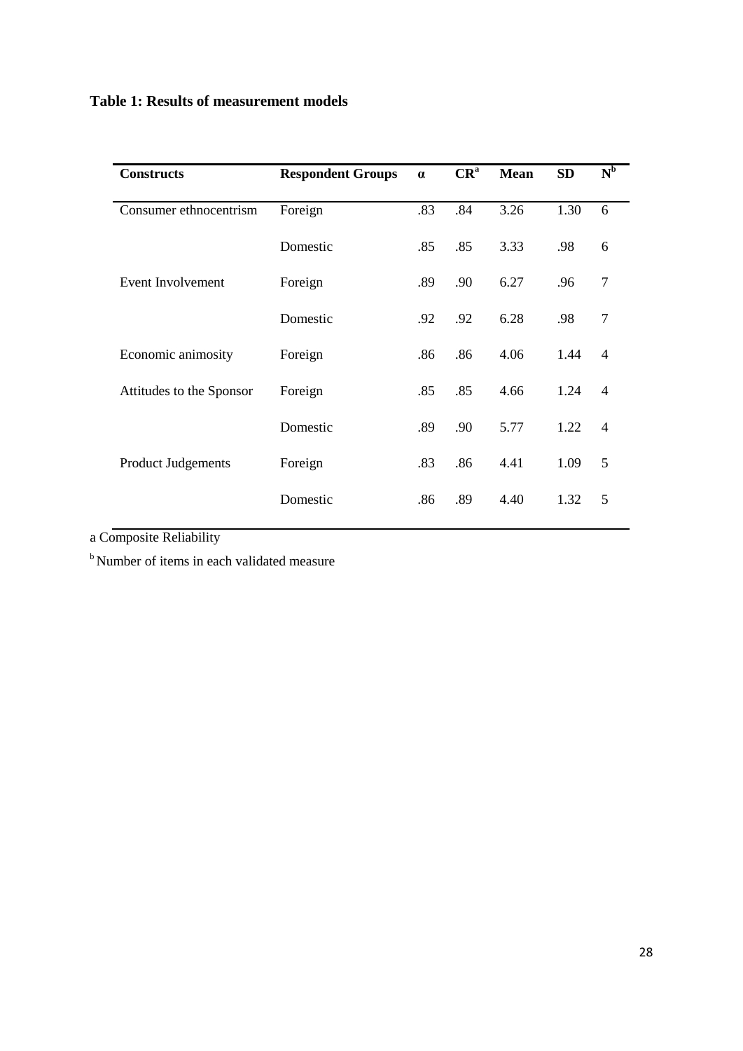**Table 1: Results of measurement models**

| Constructs | Respondent Groups | α | CR[a] | Mean | SD | N[b] |
|---|---|---|---|---|---|---|
| Consumer ethnocentrism | Foreign | .83 | .84 | 3.26 | 1.30 | 6 |
| | Domestic | .85 | .85 | 3.33 | .98 | 6 |
| Event Involvement | Foreign | .89 | .90 | 6.27 | .96 | 7 |
| | Domestic | .92 | .92 | 6.28 | .98 | 7 |
| Economic animosity | Foreign | .86 | .86 | 4.06 | 1.44 | 4 |
| Attitudes to the Sponsor | Foreign | .85 | .85 | 4.66 | 1.24 | 4 |
| | Domestic | .89 | .90 | 5.77 | 1.22 | 4 |
| Product Judgements | Foreign | .83 | .86 | 4.41 | 1.09 | 5 |
| | Domestic | .86 | .89 | 4.40 | 1.32 | 5 |

a Composite Reliability

[b] Number of items in each validated measure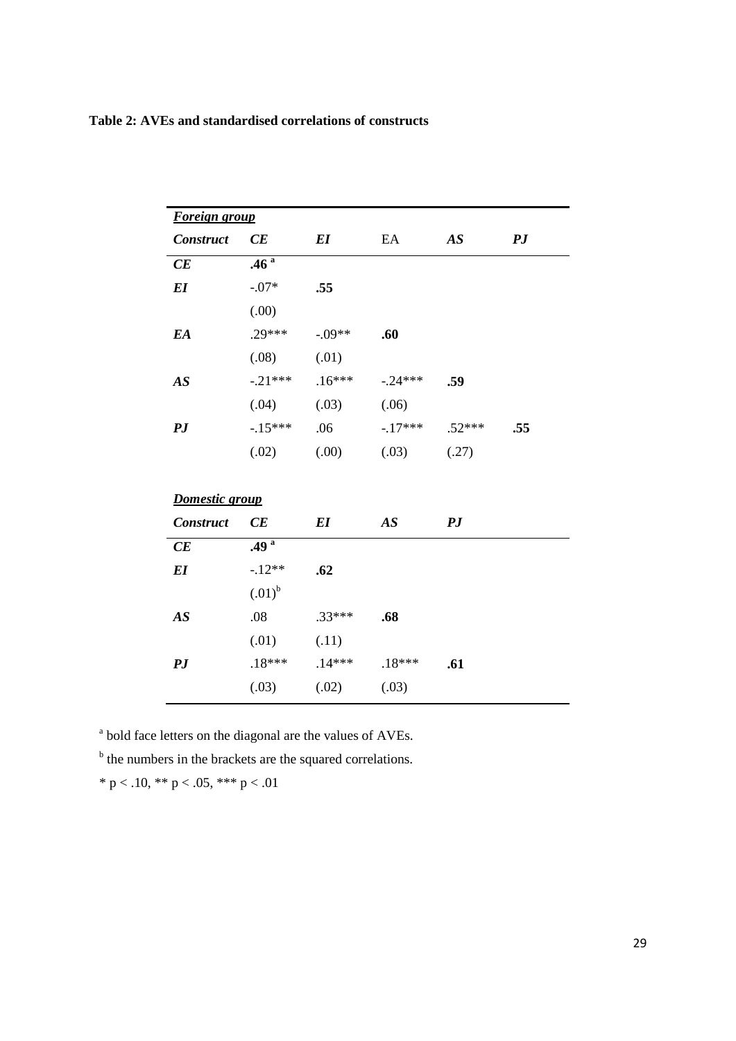**Table 2: AVEs and standardised correlations of constructs**

| ***Foreign group*** | | | | | |
|---|---|---|---|---|---|
| ***Construct*** | ***CE*** | ***EI*** | EA | ***AS*** | ***PJ*** |
| ***CE*** | **.46** [a] | | | | |
| ***EI*** | -.07* | **.55** | | | |
| | (.00) | | | | |
| ***EA*** | .29*** | -.09** | **.60** | | |
| | (.08) | (.01) | | | |
| ***AS*** | -.21*** | .16*** | -.24*** | **.59** | |
| | (.04) | (.03) | (.06) | | |
| ***PJ*** | -.15*** | .06 | -.17*** | .52*** | **.55** |
| | (.02) | (.00) | (.03) | (.27) | |

| ***Domestic group*** | | | | |
|---|---|---|---|---|
| ***Construct*** | ***CE*** | ***EI*** | ***AS*** | ***PJ*** |
| ***CE*** | **.49** [a] | | | |
| ***EI*** | -.12** | **.62** | | |
| | (.01)[b] | | | |
| ***AS*** | .08 | .33*** | **.68** | |
| | (.01) | (.11) | | |
| ***PJ*** | .18*** | .14*** | .18*** | **.61** |
| | (.03) | (.02) | (.03) | |

[a] bold face letters on the diagonal are the values of AVEs.

[b] the numbers in the brackets are the squared correlations.

* $p < .10$, ** $p < .05$, *** $p < .01$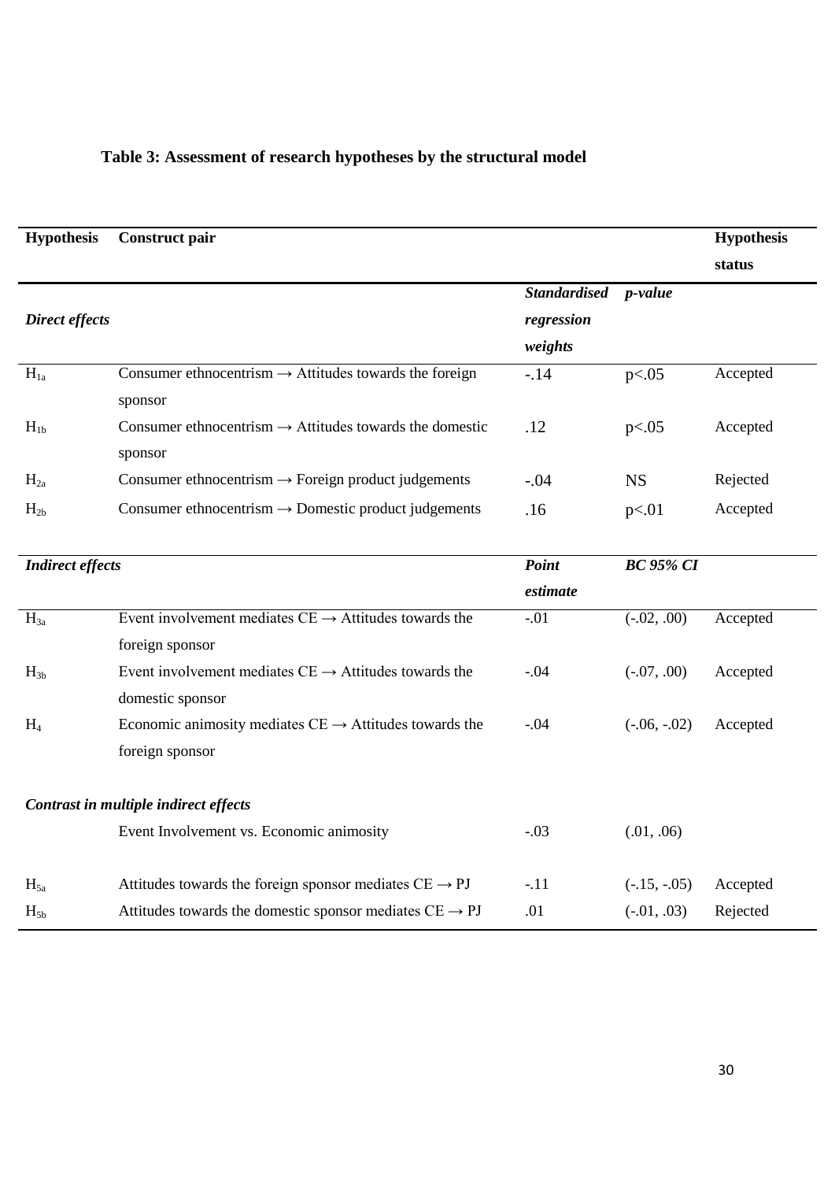**Table 3: Assessment of research hypotheses by the structural model**

| Hypothesis | Construct pair | | | Hypothesis status |
|---|---|---|---|---|
| ***Direct effects*** | | ***Standardised regression weights*** | ***p-value*** | |
| $H_{1a}$ | Consumer ethnocentrism → Attitudes towards the foreign sponsor | -.14 | p<.05 | Accepted |
| $H_{1b}$ | Consumer ethnocentrism → Attitudes towards the domestic sponsor | .12 | p<.05 | Accepted |
| $H_{2a}$ | Consumer ethnocentrism → Foreign product judgements | -.04 | NS | Rejected |
| $H_{2b}$ | Consumer ethnocentrism → Domestic product judgements | .16 | p<.01 | Accepted |
| ***Indirect effects*** | | ***Point estimate*** | ***BC 95% CI*** | |
| $H_{3a}$ | Event involvement mediates CE → Attitudes towards the foreign sponsor | -.01 | (-.02, .00) | Accepted |
| $H_{3b}$ | Event involvement mediates CE → Attitudes towards the domestic sponsor | -.04 | (-.07, .00) | Accepted |
| $H_4$ | Economic animosity mediates CE → Attitudes towards the foreign sponsor | -.04 | (-.06, -.02) | Accepted |
| ***Contrast in multiple indirect effects*** | | | | |
| | Event Involvement vs. Economic animosity | -.03 | (.01, .06) | |
| $H_{5a}$ | Attitudes towards the foreign sponsor mediates CE → PJ | -.11 | (-.15, -.05) | Accepted |
| $H_{5b}$ | Attitudes towards the domestic sponsor mediates CE → PJ | .01 | (-.01, .03) | Rejected |